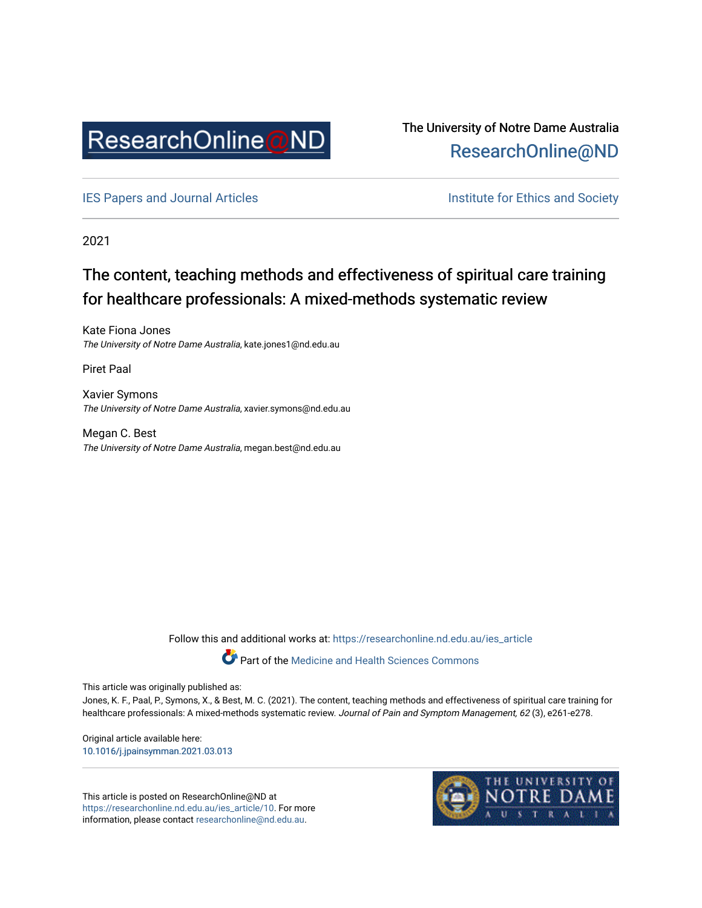ResearchOnline@ND

The University of Notre Dame Australia
ResearchOnline@ND

IES Papers and Journal Articles | Institute for Ethics and Society

2021

# The content, teaching methods and effectiveness of spiritual care training for healthcare professionals: A mixed-methods systematic review

Kate Fiona Jones
*The University of Notre Dame Australia*, kate.jones1@nd.edu.au

Piret Paal

Xavier Symons
*The University of Notre Dame Australia*, xavier.symons@nd.edu.au

Megan C. Best
*The University of Notre Dame Australia*, megan.best@nd.edu.au

Follow this and additional works at: https://researchonline.nd.edu.au/ies_article

Part of the Medicine and Health Sciences Commons

This article was originally published as:
Jones, K. F., Paal, P., Symons, X., & Best, M. C. (2021). The content, teaching methods and effectiveness of spiritual care training for healthcare professionals: A mixed-methods systematic review. *Journal of Pain and Symptom Management, 62* (3), e261-e278.

Original article available here:
10.1016/j.jpainsymman.2021.03.013

This article is posted on ResearchOnline@ND at https://researchonline.nd.edu.au/ies_article/10. For more information, please contact researchonline@nd.edu.au.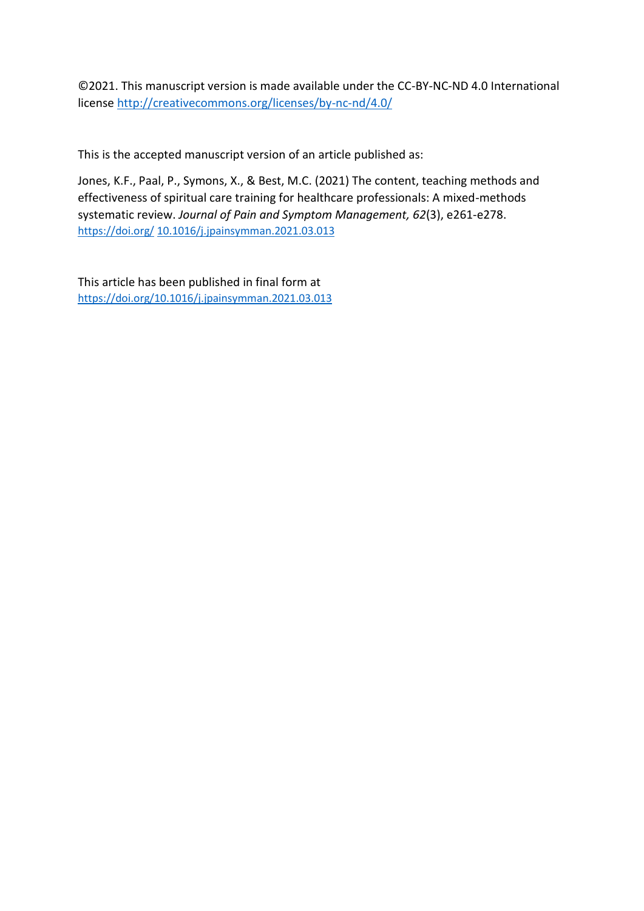©2021. This manuscript version is made available under the CC-BY-NC-ND 4.0 International license http://creativecommons.org/licenses/by-nc-nd/4.0/

This is the accepted manuscript version of an article published as:

Jones, K.F., Paal, P., Symons, X., & Best, M.C. (2021) The content, teaching methods and effectiveness of spiritual care training for healthcare professionals: A mixed-methods systematic review. *Journal of Pain and Symptom Management, 62*(3), e261-e278. https://doi.org/ 10.1016/j.jpainsymman.2021.03.013

This article has been published in final form at https://doi.org/10.1016/j.jpainsymman.2021.03.013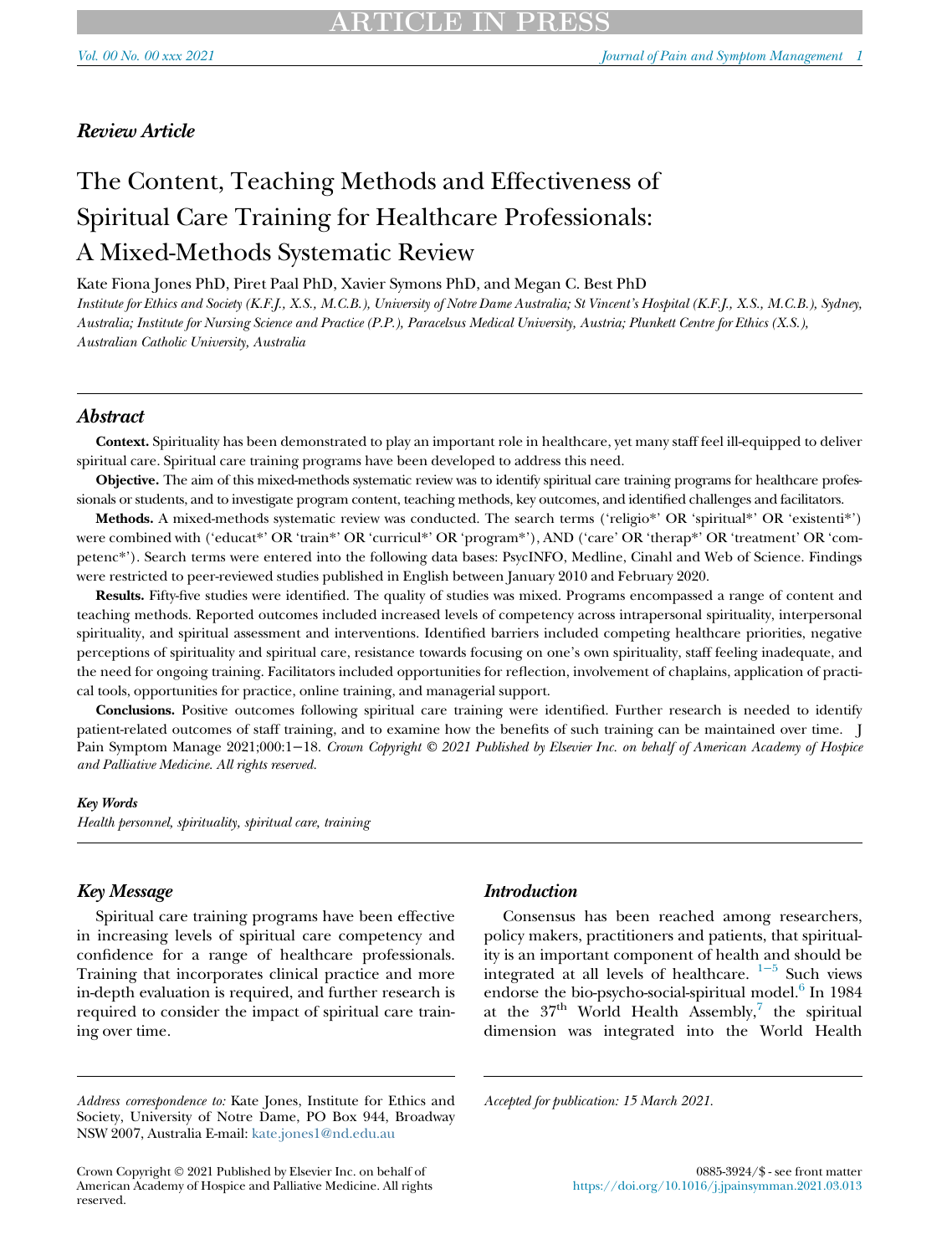*Review Article*

# The Content, Teaching Methods and Effectiveness of Spiritual Care Training for Healthcare Professionals: A Mixed-Methods Systematic Review

Kate Fiona Jones PhD, Piret Paal PhD, Xavier Symons PhD, and Megan C. Best PhD

*Institute for Ethics and Society (K.F.J., X.S., M.C.B.), University of Notre Dame Australia; St Vincent's Hospital (K.F.J., X.S., M.C.B.), Sydney, Australia; Institute for Nursing Science and Practice (P.P.), Paracelsus Medical University, Austria; Plunkett Centre for Ethics (X.S.), Australian Catholic University, Australia*

## *Abstract*

**Context.** Spirituality has been demonstrated to play an important role in healthcare, yet many staff feel ill-equipped to deliver spiritual care. Spiritual care training programs have been developed to address this need.

**Objective.** The aim of this mixed-methods systematic review was to identify spiritual care training programs for healthcare professionals or students, and to investigate program content, teaching methods, key outcomes, and identified challenges and facilitators.

**Methods.** A mixed-methods systematic review was conducted. The search terms ('religio*' OR 'spiritual*' OR 'existenti*') were combined with ('educat*' OR 'train*' OR 'curricul*' OR 'program*'), AND ('care' OR 'therap*' OR 'treatment' OR 'competenc*'). Search terms were entered into the following data bases: PsycINFO, Medline, Cinahl and Web of Science. Findings were restricted to peer-reviewed studies published in English between January 2010 and February 2020.

**Results.** Fifty-five studies were identified. The quality of studies was mixed. Programs encompassed a range of content and teaching methods. Reported outcomes included increased levels of competency across intrapersonal spirituality, interpersonal spirituality, and spiritual assessment and interventions. Identified barriers included competing healthcare priorities, negative perceptions of spirituality and spiritual care, resistance towards focusing on one's own spirituality, staff feeling inadequate, and the need for ongoing training. Facilitators included opportunities for reflection, involvement of chaplains, application of practical tools, opportunities for practice, online training, and managerial support.

**Conclusions.** Positive outcomes following spiritual care training were identified. Further research is needed to identify patient-related outcomes of staff training, and to examine how the benefits of such training can be maintained over time. J Pain Symptom Manage 2021;000:1−18. *Crown Copyright © 2021 Published by Elsevier Inc. on behalf of American Academy of Hospice and Palliative Medicine. All rights reserved.*

*Key Words*

*Health personnel, spirituality, spiritual care, training*

## *Key Message*

Spiritual care training programs have been effective in increasing levels of spiritual care competency and confidence for a range of healthcare professionals. Training that incorporates clinical practice and more in-depth evaluation is required, and further research is required to consider the impact of spiritual care training over time.

## *Introduction*

Consensus has been reached among researchers, policy makers, practitioners and patients, that spirituality is an important component of health and should be integrated at all levels of healthcare.[1−5] Such views endorse the bio-psycho-social-spiritual model.[6] In 1984 at the 37th World Health Assembly,[7] the spiritual dimension was integrated into the World Health

*Address correspondence to:* Kate Jones, Institute for Ethics and Society, University of Notre Dame, PO Box 944, Broadway NSW 2007, Australia E-mail: kate.jones1@nd.edu.au

*Accepted for publication: 15 March 2021.*

Crown Copyright © 2021 Published by Elsevier Inc. on behalf of American Academy of Hospice and Palliative Medicine. All rights reserved.

0885-3924/$ - see front matter
https://doi.org/10.1016/j.jpainsymman.2021.03.013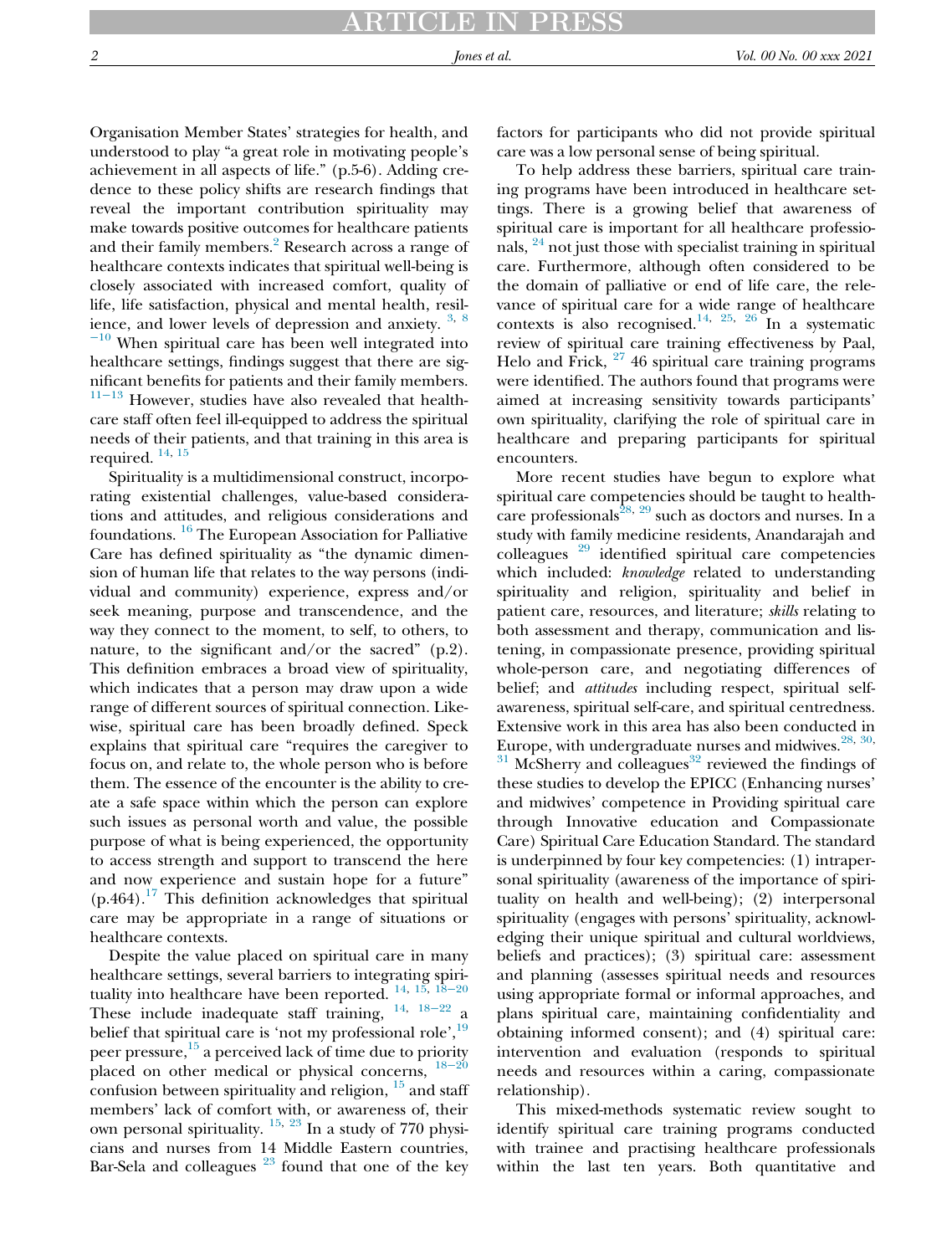Organisation Member States' strategies for health, and understood to play "a great role in motivating people's achievement in all aspects of life." (p.5-6). Adding credence to these policy shifts are research findings that reveal the important contribution spirituality may make towards positive outcomes for healthcare patients and their family members.[2] Research across a range of healthcare contexts indicates that spiritual well-being is closely associated with increased comfort, quality of life, life satisfaction, physical and mental health, resilience, and lower levels of depression and anxiety. [3, 8−10] When spiritual care has been well integrated into healthcare settings, findings suggest that there are significant benefits for patients and their family members. [11−13] However, studies have also revealed that healthcare staff often feel ill-equipped to address the spiritual needs of their patients, and that training in this area is required. [14, 15]

Spirituality is a multidimensional construct, incorporating existential challenges, value-based considerations and attitudes, and religious considerations and foundations. [16] The European Association for Palliative Care has defined spirituality as "the dynamic dimension of human life that relates to the way persons (individual and community) experience, express and/or seek meaning, purpose and transcendence, and the way they connect to the moment, to self, to others, to nature, to the significant and/or the sacred" (p.2). This definition embraces a broad view of spirituality, which indicates that a person may draw upon a wide range of different sources of spiritual connection. Likewise, spiritual care has been broadly defined. Speck explains that spiritual care "requires the caregiver to focus on, and relate to, the whole person who is before them. The essence of the encounter is the ability to create a safe space within which the person can explore such issues as personal worth and value, the possible purpose of what is being experienced, the opportunity to access strength and support to transcend the here and now experience and sustain hope for a future" (p.464).[17] This definition acknowledges that spiritual care may be appropriate in a range of situations or healthcare contexts.

Despite the value placed on spiritual care in many healthcare settings, several barriers to integrating spirituality into healthcare have been reported. [14, 15, 18−20] These include inadequate staff training, [14, 18−22] a belief that spiritual care is 'not my professional role',[19] peer pressure,[15] a perceived lack of time due to priority placed on other medical or physical concerns, [18−20] confusion between spirituality and religion, [15] and staff members' lack of comfort with, or awareness of, their own personal spirituality. [15, 23] In a study of 770 physicians and nurses from 14 Middle Eastern countries, Bar-Sela and colleagues [23] found that one of the key factors for participants who did not provide spiritual care was a low personal sense of being spiritual.

To help address these barriers, spiritual care training programs have been introduced in healthcare settings. There is a growing belief that awareness of spiritual care is important for all healthcare professionals, [24] not just those with specialist training in spiritual care. Furthermore, although often considered to be the domain of palliative or end of life care, the relevance of spiritual care for a wide range of healthcare contexts is also recognised.[14, 25, 26] In a systematic review of spiritual care training effectiveness by Paal, Helo and Frick, [27] 46 spiritual care training programs were identified. The authors found that programs were aimed at increasing sensitivity towards participants' own spirituality, clarifying the role of spiritual care in healthcare and preparing participants for spiritual encounters.

More recent studies have begun to explore what spiritual care competencies should be taught to healthcare professionals[28, 29] such as doctors and nurses. In a study with family medicine residents, Anandarajah and colleagues [29] identified spiritual care competencies which included: *knowledge* related to understanding spirituality and religion, spirituality and belief in patient care, resources, and literature; *skills* relating to both assessment and therapy, communication and listening, in compassionate presence, providing spiritual whole-person care, and negotiating differences of belief; and *attitudes* including respect, spiritual self-awareness, spiritual self-care, and spiritual centredness. Extensive work in this area has also been conducted in Europe, with undergraduate nurses and midwives.[28, 30, 31] McSherry and colleagues[32] reviewed the findings of these studies to develop the EPICC (Enhancing nurses' and midwives' competence in Providing spiritual care through Innovative education and Compassionate Care) Spiritual Care Education Standard. The standard is underpinned by four key competencies: (1) intrapersonal spirituality (awareness of the importance of spirituality on health and well-being); (2) interpersonal spirituality (engages with persons' spirituality, acknowledging their unique spiritual and cultural worldviews, beliefs and practices); (3) spiritual care: assessment and planning (assesses spiritual needs and resources using appropriate formal or informal approaches, and plans spiritual care, maintaining confidentiality and obtaining informed consent); and (4) spiritual care: intervention and evaluation (responds to spiritual needs and resources within a caring, compassionate relationship).

This mixed-methods systematic review sought to identify spiritual care training programs conducted with trainee and practising healthcare professionals within the last ten years. Both quantitative and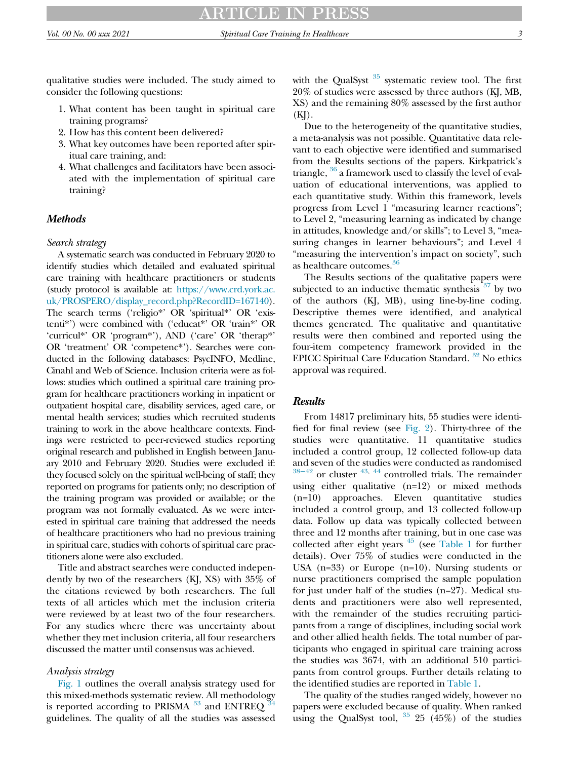qualitative studies were included. The study aimed to consider the following questions:

1. What content has been taught in spiritual care training programs?
2. How has this content been delivered?
3. What key outcomes have been reported after spiritual care training, and:
4. What challenges and facilitators have been associated with the implementation of spiritual care training?

## Methods

### Search strategy

A systematic search was conducted in February 2020 to identify studies which detailed and evaluated spiritual care training with healthcare practitioners or students (study protocol is available at: https://www.crd.york.ac.uk/PROSPERO/display_record.php?RecordID=167140). The search terms ('religio*' OR 'spiritual*' OR 'existenti*') were combined with ('educat*' OR 'train*' OR 'curricul*' OR 'program*'), AND ('care' OR 'therap*' OR 'treatment' OR 'competenc*'). Searches were conducted in the following databases: PsycINFO, Medline, Cinahl and Web of Science. Inclusion criteria were as follows: studies which outlined a spiritual care training program for healthcare practitioners working in inpatient or outpatient hospital care, disability services, aged care, or mental health services; studies which recruited students training to work in the above healthcare contexts. Findings were restricted to peer-reviewed studies reporting original research and published in English between January 2010 and February 2020. Studies were excluded if: they focused solely on the spiritual well-being of staff; they reported on programs for patients only; no description of the training program was provided or available; or the program was not formally evaluated. As we were interested in spiritual care training that addressed the needs of healthcare practitioners who had no previous training in spiritual care, studies with cohorts of spiritual care practitioners alone were also excluded.

Title and abstract searches were conducted independently by two of the researchers (KJ, XS) with 35% of the citations reviewed by both researchers. The full texts of all articles which met the inclusion criteria were reviewed by at least two of the four researchers. For any studies where there was uncertainty about whether they met inclusion criteria, all four researchers discussed the matter until consensus was achieved.

### Analysis strategy

Fig. 1 outlines the overall analysis strategy used for this mixed-methods systematic review. All methodology is reported according to PRISMA [33] and ENTREQ [34] guidelines. The quality of all the studies was assessed with the QualSyst [35] systematic review tool. The first 20% of studies were assessed by three authors (KJ, MB, XS) and the remaining 80% assessed by the first author (KJ).

Due to the heterogeneity of the quantitative studies, a meta-analysis was not possible. Quantitative data relevant to each objective were identified and summarised from the Results sections of the papers. Kirkpatrick's triangle, [36] a framework used to classify the level of evaluation of educational interventions, was applied to each quantitative study. Within this framework, levels progress from Level 1 "measuring learner reactions"; to Level 2, "measuring learning as indicated by change in attitudes, knowledge and/or skills"; to Level 3, "measuring changes in learner behaviours"; and Level 4 "measuring the intervention's impact on society", such as healthcare outcomes.[36]

The Results sections of the qualitative papers were subjected to an inductive thematic synthesis [37] by two of the authors (KJ, MB), using line-by-line coding. Descriptive themes were identified, and analytical themes generated. The qualitative and quantitative results were then combined and reported using the four-item competency framework provided in the EPICC Spiritual Care Education Standard. [32] No ethics approval was required.

## Results

From 14817 preliminary hits, 55 studies were identified for final review (see Fig. 2). Thirty-three of the studies were quantitative. 11 quantitative studies included a control group, 12 collected follow-up data and seven of the studies were conducted as randomised [38−42] or cluster [43, 44] controlled trials. The remainder using either qualitative (n=12) or mixed methods (n=10) approaches. Eleven quantitative studies included a control group, and 13 collected follow-up data. Follow up data was typically collected between three and 12 months after training, but in one case was collected after eight years [45] (see Table 1 for further details). Over 75% of studies were conducted in the USA (n=33) or Europe (n=10). Nursing students or nurse practitioners comprised the sample population for just under half of the studies (n=27). Medical students and practitioners were also well represented, with the remainder of the studies recruiting participants from a range of disciplines, including social work and other allied health fields. The total number of participants who engaged in spiritual care training across the studies was 3674, with an additional 510 participants from control groups. Further details relating to the identified studies are reported in Table 1.

The quality of the studies ranged widely, however no papers were excluded because of quality. When ranked using the QualSyst tool, [35] 25 (45%) of the studies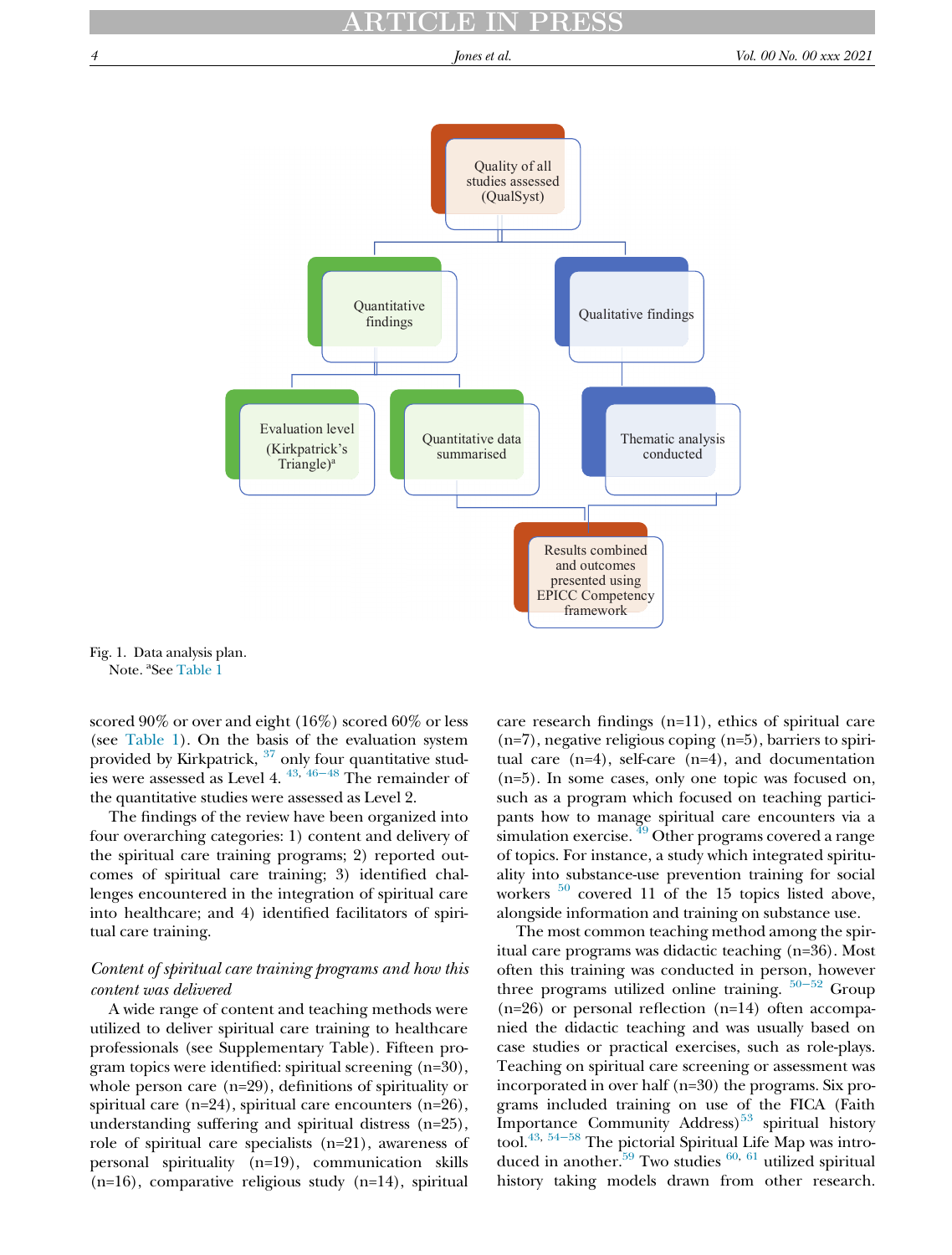Quality of all studies assessed (QualSyst)

Quantitative findings

Qualitative findings

Evaluation level (Kirkpatrick's Triangle)[a]

Quantitative data summarised

Thematic analysis conducted

Results combined and outcomes presented using EPICC Competency framework

Fig. 1. Data analysis plan.
Note. [a]See Table 1

scored 90% or over and eight (16%) scored 60% or less (see Table 1). On the basis of the evaluation system provided by Kirkpatrick, [37] only four quantitative studies were assessed as Level 4. [43, 46–48] The remainder of the quantitative studies were assessed as Level 2.

The findings of the review have been organized into four overarching categories: 1) content and delivery of the spiritual care training programs; 2) reported outcomes of spiritual care training; 3) identified challenges encountered in the integration of spiritual care into healthcare; and 4) identified facilitators of spiritual care training.

*Content of spiritual care training programs and how this content was delivered*

A wide range of content and teaching methods were utilized to deliver spiritual care training to healthcare professionals (see Supplementary Table). Fifteen program topics were identified: spiritual screening (n=30), whole person care (n=29), definitions of spirituality or spiritual care (n=24), spiritual care encounters (n=26), understanding suffering and spiritual distress (n=25), role of spiritual care specialists (n=21), awareness of personal spirituality (n=19), communication skills (n=16), comparative religious study (n=14), spiritual care research findings (n=11), ethics of spiritual care (n=7), negative religious coping (n=5), barriers to spiritual care (n=4), self-care (n=4), and documentation (n=5). In some cases, only one topic was focused on, such as a program which focused on teaching participants how to manage spiritual care encounters via a simulation exercise. [49] Other programs covered a range of topics. For instance, a study which integrated spirituality into substance-use prevention training for social workers [50] covered 11 of the 15 topics listed above, alongside information and training on substance use.

The most common teaching method among the spiritual care programs was didactic teaching (n=36). Most often this training was conducted in person, however three programs utilized online training. [50–52] Group (n=26) or personal reflection (n=14) often accompanied the didactic teaching and was usually based on case studies or practical exercises, such as role-plays. Teaching on spiritual care screening or assessment was incorporated in over half (n=30) the programs. Six programs included training on use of the FICA (Faith Importance Community Address)[53] spiritual history tool.[43, 54–58] The pictorial Spiritual Life Map was introduced in another.[59] Two studies [60, 61] utilized spiritual history taking models drawn from other research.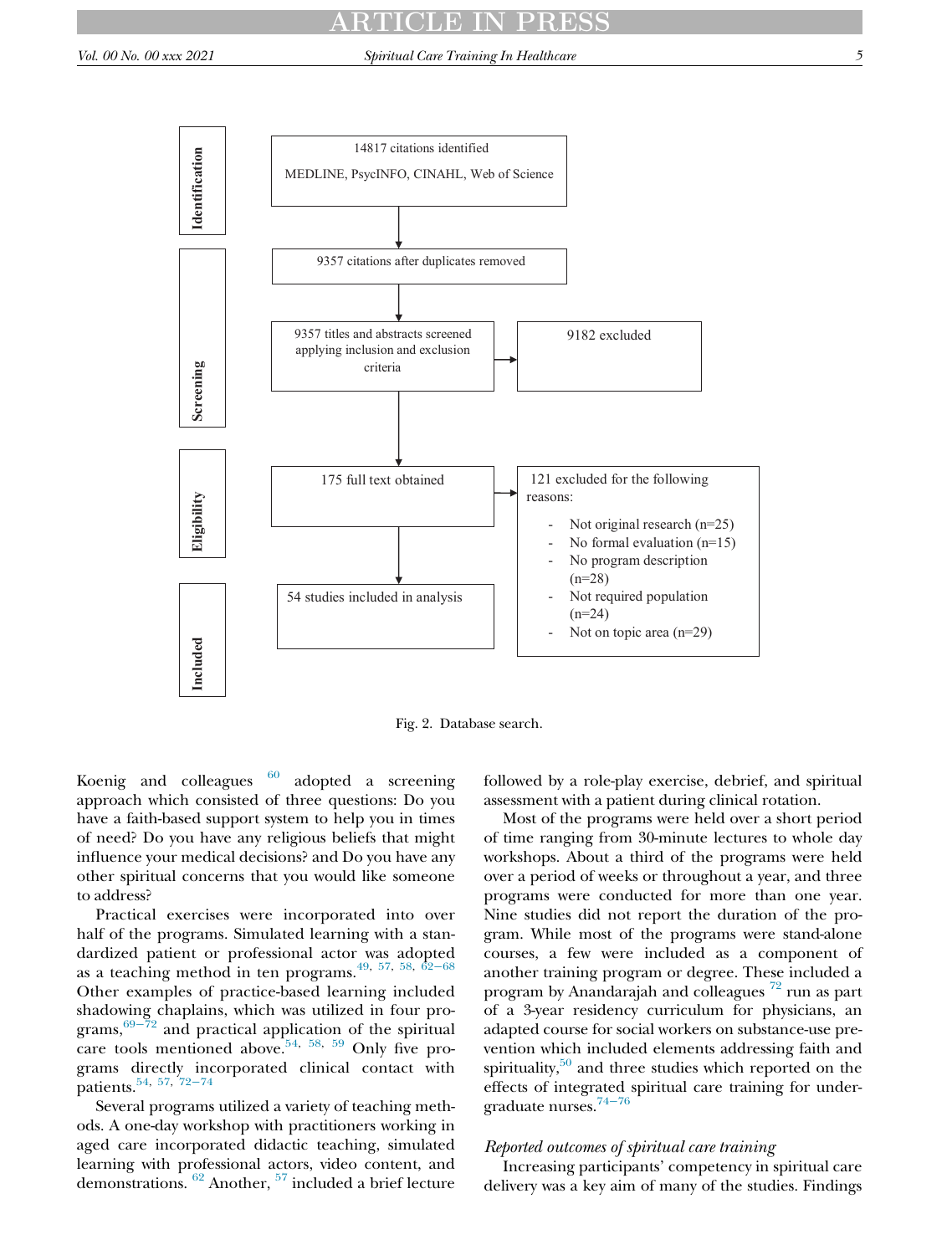Identification

14817 citations identified

MEDLINE, PsycINFO, CINAHL, Web of Science

Screening

9357 citations after duplicates removed

9357 titles and abstracts screened applying inclusion and exclusion criteria

9182 excluded

Eligibility

175 full text obtained

121 excluded for the following reasons:

- Not original research (n=25)
- No formal evaluation (n=15)
- No program description (n=28)
- Not required population (n=24)
- Not on topic area (n=29)

Included

54 studies included in analysis

Fig. 2. Database search.

Koenig and colleagues [60] adopted a screening approach which consisted of three questions: Do you have a faith-based support system to help you in times of need? Do you have any religious beliefs that might influence your medical decisions? and Do you have any other spiritual concerns that you would like someone to address?

Practical exercises were incorporated into over half of the programs. Simulated learning with a standardized patient or professional actor was adopted as a teaching method in ten programs.[49, 57, 58, 62–68] Other examples of practice-based learning included shadowing chaplains, which was utilized in four programs,[69–72] and practical application of the spiritual care tools mentioned above.[54, 58, 59] Only five programs directly incorporated clinical contact with patients.[54, 57, 72–74]

Several programs utilized a variety of teaching methods. A one-day workshop with practitioners working in aged care incorporated didactic teaching, simulated learning with professional actors, video content, and demonstrations. [62] Another, [57] included a brief lecture followed by a role-play exercise, debrief, and spiritual assessment with a patient during clinical rotation.

Most of the programs were held over a short period of time ranging from 30-minute lectures to whole day workshops. About a third of the programs were held over a period of weeks or throughout a year, and three programs were conducted for more than one year. Nine studies did not report the duration of the program. While most of the programs were stand-alone courses, a few were included as a component of another training program or degree. These included a program by Anandarajah and colleagues [72] run as part of a 3-year residency curriculum for physicians, an adapted course for social workers on substance-use prevention which included elements addressing faith and spirituality,[50] and three studies which reported on the effects of integrated spiritual care training for undergraduate nurses.[74–76]

*Reported outcomes of spiritual care training*

Increasing participants' competency in spiritual care delivery was a key aim of many of the studies. Findings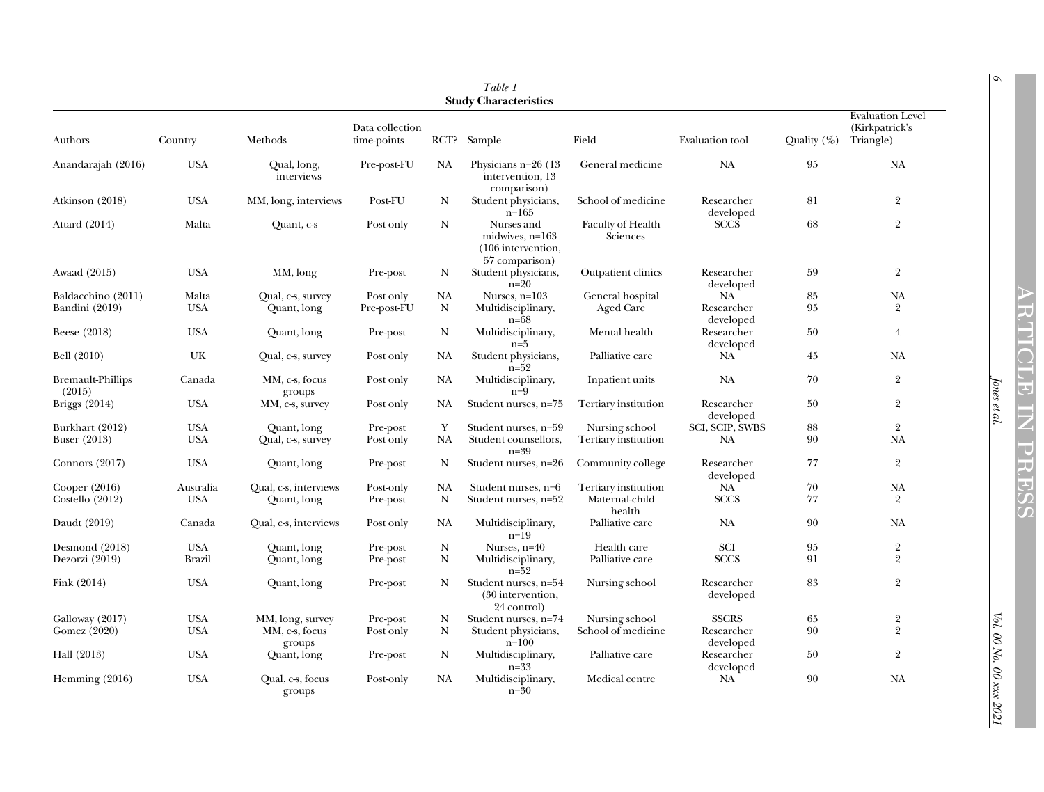*Table 1*
**Study Characteristics**

| Authors | Country | Methods | Data collection time-points | RCT? | Sample | Field | Evaluation tool | Quality (%) | Evaluation Level (Kirkpatrick's Triangle) |
|---|---|---|---|---|---|---|---|---|---|
| Anandarajah (2016) | USA | Qual, long, interviews | Pre-post-FU | NA | Physicians n=26 (13 intervention, 13 comparison) | General medicine | NA | 95 | NA |
| Atkinson (2018) | USA | MM, long, interviews | Post-FU | N | Student physicians, n=165 | School of medicine | Researcher developed | 81 | 2 |
| Attard (2014) | Malta | Quant, c-s | Post only | N | Nurses and midwives, n=163 (106 intervention, 57 comparison) | Faculty of Health Sciences | SCCS | 68 | 2 |
| Awaad (2015) | USA | MM, long | Pre-post | N | Student physicians, n=20 | Outpatient clinics | Researcher developed | 59 | 2 |
| Baldacchino (2011) | Malta | Qual, c-s, survey | Post only | NA | Nurses, n=103 | General hospital | NA | 85 | NA |
| Bandini (2019) | USA | Quant, long | Pre-post-FU | N | Multidisciplinary, n=68 | Aged Care | Researcher developed | 95 | 2 |
| Beese (2018) | USA | Quant, long | Pre-post | N | Multidisciplinary, n=5 | Mental health | Researcher developed | 50 | 4 |
| Bell (2010) | UK | Qual, c-s, survey | Post only | NA | Student physicians, n=52 | Palliative care | NA | 45 | NA |
| Bremault-Phillips (2015) | Canada | MM, c-s, focus groups | Post only | NA | Multidisciplinary, n=9 | Inpatient units | NA | 70 | 2 |
| Briggs (2014) | USA | MM, c-s, survey | Post only | NA | Student nurses, n=75 | Tertiary institution | Researcher developed | 50 | 2 |
| Burkhart (2012) | USA | Quant, long | Pre-post | Y | Student nurses, n=59 | Nursing school | SCI, SCIP, SWBS | 88 | 2 |
| Buser (2013) | USA | Qual, c-s, survey | Post only | NA | Student counsellors, n=39 | Tertiary institution | NA | 90 | NA |
| Connors (2017) | USA | Quant, long | Pre-post | N | Student nurses, n=26 | Community college | Researcher developed | 77 | 2 |
| Cooper (2016) | Australia | Qual, c-s, interviews | Post-only | NA | Student nurses, n=6 | Tertiary institution | NA | 70 | NA |
| Costello (2012) | USA | Quant, long | Pre-post | N | Student nurses, n=52 | Maternal-child health | SCCS | 77 | 2 |
| Daudt (2019) | Canada | Qual, c-s, interviews | Post only | NA | Multidisciplinary, n=19 | Palliative care | NA | 90 | NA |
| Desmond (2018) | USA | Quant, long | Pre-post | N | Nurses, n=40 | Health care | SCI | 95 | 2 |
| Dezorzi (2019) | Brazil | Quant, long | Pre-post | N | Multidisciplinary, n=52 | Palliative care | SCCS | 91 | 2 |
| Fink (2014) | USA | Quant, long | Pre-post | N | Student nurses, n=54 (30 intervention, 24 control) | Nursing school | Researcher developed | 83 | 2 |
| Galloway (2017) | USA | MM, long, survey | Pre-post | N | Student nurses, n=74 | Nursing school | SSCRS | 65 | 2 |
| Gomez (2020) | USA | MM, c-s, focus groups | Post only | N | Student physicians, n=100 | School of medicine | Researcher developed | 90 | 2 |
| Hall (2013) | USA | Quant, long | Pre-post | N | Multidisciplinary, n=33 | Palliative care | Researcher developed | 50 | 2 |
| Hemming (2016) | USA | Qual, c-s, focus groups | Post-only | NA | Multidisciplinary, n=30 | Medical centre | NA | 90 | NA |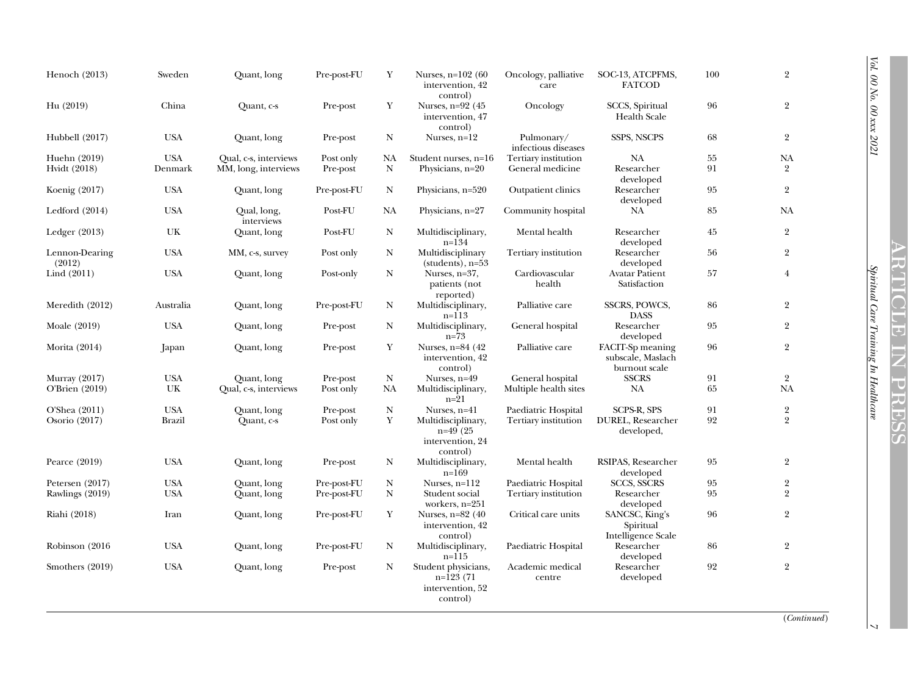| | | | | | | | | | |
|---|---|---|---|---|---|---|---|---|---|
| Henoch (2013) | Sweden | Quant, long | Pre-post-FU | Y | Nurses, n=102 (60 intervention, 42 control) | Oncology, palliative care | SOC-13, ATCPFMS, FATCOD | 100 | 2 |
| Hu (2019) | China | Quant, c-s | Pre-post | Y | Nurses, n=92 (45 intervention, 47 control) | Oncology | SCCS, Spiritual Health Scale | 96 | 2 |
| Hubbell (2017) | USA | Quant, long | Pre-post | N | Nurses, n=12 | Pulmonary/ infectious diseases | SSPS, NSCPS | 68 | 2 |
| Huehn (2019) | USA | Qual, c-s, interviews | Post only | NA | Student nurses, n=16 | Tertiary institution | NA | 55 | NA |
| Hvidt (2018) | Denmark | MM, long, interviews | Pre-post | N | Physicians, n=20 | General medicine | Researcher developed | 91 | 2 |
| Koenig (2017) | USA | Quant, long | Pre-post-FU | N | Physicians, n=520 | Outpatient clinics | Researcher developed | 95 | 2 |
| Ledford (2014) | USA | Qual, long, interviews | Post-FU | NA | Physicians, n=27 | Community hospital | NA | 85 | NA |
| Ledger (2013) | UK | Quant, long | Post-FU | N | Multidisciplinary, n=134 | Mental health | Researcher developed | 45 | 2 |
| Lennon-Dearing (2012) | USA | MM, c-s, survey | Post only | N | Multidisciplinary (students), n=53 | Tertiary institution | Researcher developed | 56 | 2 |
| Lind (2011) | USA | Quant, long | Post-only | N | Nurses, n=37, patients (not reported) | Cardiovascular health | Avatar Patient Satisfaction | 57 | 4 |
| Meredith (2012) | Australia | Quant, long | Pre-post-FU | N | Multidisciplinary, n=113 | Palliative care | SSCRS, POWCS, DASS | 86 | 2 |
| Moale (2019) | USA | Quant, long | Pre-post | N | Multidisciplinary, n=73 | General hospital | Researcher developed | 95 | 2 |
| Morita (2014) | Japan | Quant, long | Pre-post | Y | Nurses, n=84 (42 intervention, 42 control) | Palliative care | FACIT-Sp meaning subscale, Maslach burnout scale | 96 | 2 |
| Murray (2017) | USA | Quant, long | Pre-post | N | Nurses, n=49 | General hospital | SSCRS | 91 | 2 |
| O'Brien (2019) | UK | Qual, c-s, interviews | Post only | NA | Multidisciplinary, n=21 | Multiple health sites | NA | 65 | NA |
| O'Shea (2011) | USA | Quant, long | Pre-post | N | Nurses, n=41 | Paediatric Hospital | SCPS-R, SPS | 91 | 2 |
| Osorio (2017) | Brazil | Quant, c-s | Post only | Y | Multidisciplinary, n=49 (25 intervention, 24 control) | Tertiary institution | DUREL, Researcher developed, | 92 | 2 |
| Pearce (2019) | USA | Quant, long | Pre-post | N | Multidisciplinary, n=169 | Mental health | RSIPAS, Researcher developed | 95 | 2 |
| Petersen (2017) | USA | Quant, long | Pre-post-FU | N | Nurses, n=112 | Paediatric Hospital | SCCS, SSCRS | 95 | 2 |
| Rawlings (2019) | USA | Quant, long | Pre-post-FU | N | Student social workers, n=251 | Tertiary institution | Researcher developed | 95 | 2 |
| Riahi (2018) | Iran | Quant, long | Pre-post-FU | Y | Nurses, n=82 (40 intervention, 42 control) | Critical care units | SANCSC, King's Spiritual Intelligence Scale | 96 | 2 |
| Robinson (2016 | USA | Quant, long | Pre-post-FU | N | Multidisciplinary, n=115 | Paediatric Hospital | Researcher developed | 86 | 2 |
| Smothers (2019) | USA | Quant, long | Pre-post | N | Student physicians, n=123 (71 intervention, 52 control) | Academic medical centre | Researcher developed | 92 | 2 |

(*Continued*)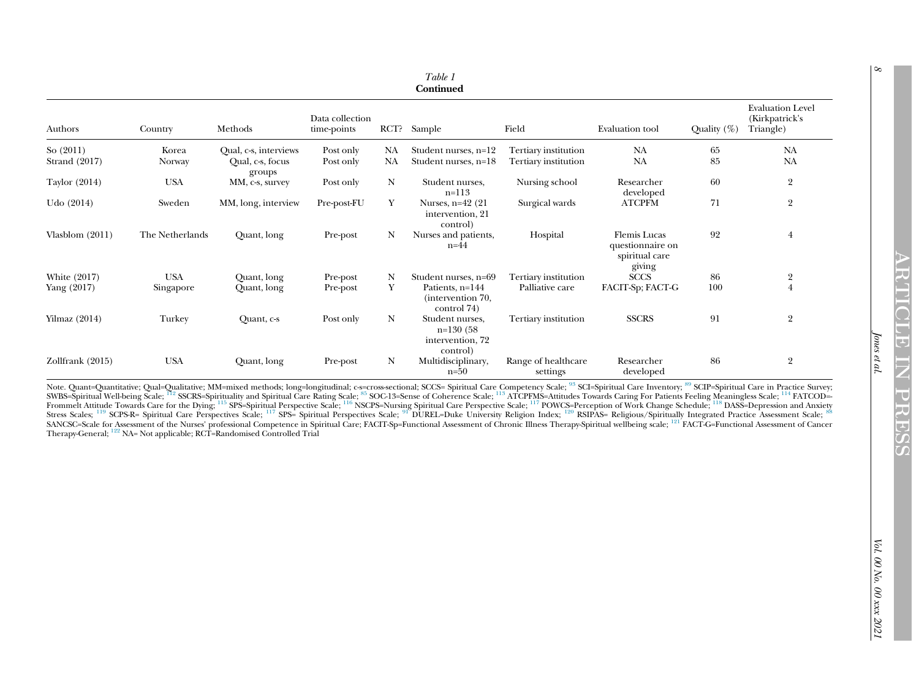*Table 1*
**Continued**

| Authors | Country | Methods | Data collection time-points | RCT? | Sample | Field | Evaluation tool | Quality (%) | Evaluation Level (Kirkpatrick's Triangle) |
|---|---|---|---|---|---|---|---|---|---|
| So (2011) | Korea | Qual, c-s, interviews | Post only | NA | Student nurses, n=12 | Tertiary institution | NA | 65 | NA |
| Strand (2017) | Norway | Qual, c-s, focus groups | Post only | NA | Student nurses, n=18 | Tertiary institution | NA | 85 | NA |
| Taylor (2014) | USA | MM, c-s, survey | Post only | N | Student nurses, n=113 | Nursing school | Researcher developed | 60 | 2 |
| Udo (2014) | Sweden | MM, long, interview | Pre-post-FU | Y | Nurses, n=42 (21 intervention, 21 control) | Surgical wards | ATCPFM | 71 | 2 |
| Vlasblom (2011) | The Netherlands | Quant, long | Pre-post | N | Nurses and patients, n=44 | Hospital | Flemis Lucas questionnaire on spiritual care giving | 92 | 4 |
| White (2017) | USA | Quant, long | Pre-post | N | Student nurses, n=69 | Tertiary institution | SCCS | 86 | 2 |
| Yang (2017) | Singapore | Quant, long | Pre-post | Y | Patients, n=144 (intervention 70, control 74) | Palliative care | FACIT-Sp; FACT-G | 100 | 4 |
| Yilmaz (2014) | Turkey | Quant, c-s | Post only | N | Student nurses, n=130 (58 intervention, 72 control) | Tertiary institution | SSCRS | 91 | 2 |
| Zollfrank (2015) | USA | Quant, long | Pre-post | N | Multidisciplinary, n=50 | Range of healthcare settings | Researcher developed | 86 | 2 |

Note. Quant=Quantitative; Qual=Qualitative; MM=mixed methods; long=longitudinal; c-s=cross-sectional; SCCS= Spiritual Care Competency Scale; [93] SCI=Spiritual Care Inventory; [89] SCIP=Spiritual Care in Practice Survey; SWBS=Spiritual Well-being Scale; [112] SSCRS=Spirituality and Spiritual Care Rating Scale; [85] SOC-13=Sense of Coherence Scale; [113] ATCPFMS=Attitudes Towards Caring For Patients Feeling Meaningless Scale; [114] FATCOD=Frommelt Attitude Towards Care for the Dying; [115] SPS=Spiritual Perspective Scale; [116] NSCPS=Nursing Spiritual Care Perspective Scale; [117] POWCS=Perception of Work Change Schedule; [118] DASS=Depression and Anxiety Stress Scales; [119] SCPS-R= Spiritual Care Perspectives Scale; [117] SPS= Spiritual Perspectives Scale; [91] DUREL=Duke University Religion Index; [120] RSIPAS= Religious/Spiritually Integrated Practice Assessment Scale; [88] SANCSC=Scale for Assessment of the Nurses' professional Competence in Spiritual Care; FACIT-Sp=Functional Assessment of Chronic Illness Therapy-Spiritual wellbeing scale; [121] FACT-G=Functional Assessment of Cancer Therapy-General; [122] NA= Not applicable; RCT=Randomised Controlled Trial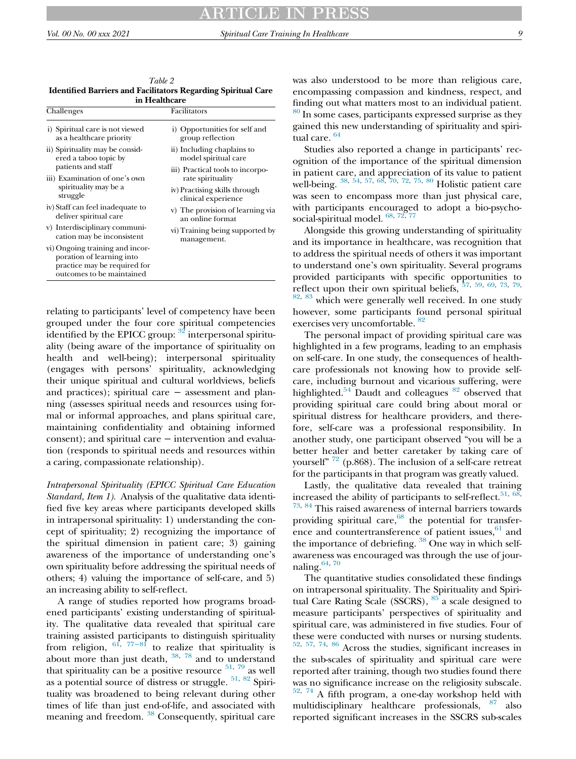*Table 2*
**Identified Barriers and Facilitators Regarding Spiritual Care in Healthcare**

| Challenges | Facilitators |
|---|---|
| i) Spiritual care is not viewed as a healthcare priority | i) Opportunities for self and group reflection |
| ii) Spirituality may be considered a taboo topic by patients and staff | ii) Including chaplains to model spiritual care |
| iii) Examination of one's own spirituality may be a struggle | iii) Practical tools to incorporate spirituality |
| iv) Staff can feel inadequate to deliver spiritual care | iv) Practising skills through clinical experience |
| v) Interdisciplinary communication may be inconsistent | v) The provision of learning via an online format |
| vi) Ongoing training and incorporation of learning into practice may be required for outcomes to be maintained | vi) Training being supported by management. |

relating to participants' level of competency have been grouped under the four core spiritual competencies identified by the EPICC group: [32] interpersonal spirituality (being aware of the importance of spirituality on health and well-being); interpersonal spirituality (engages with persons' spirituality, acknowledging their unique spiritual and cultural worldviews, beliefs and practices); spiritual care − assessment and planning (assesses spiritual needs and resources using formal or informal approaches, and plans spiritual care, maintaining confidentiality and obtaining informed consent); and spiritual care − intervention and evaluation (responds to spiritual needs and resources within a caring, compassionate relationship).

*Intrapersonal Spirituality (EPICC Spiritual Care Education Standard, Item 1).* Analysis of the qualitative data identified five key areas where participants developed skills in intrapersonal spirituality: 1) understanding the concept of spirituality; 2) recognizing the importance of the spiritual dimension in patient care; 3) gaining awareness of the importance of understanding one's own spirituality before addressing the spiritual needs of others; 4) valuing the importance of self-care, and 5) an increasing ability to self-reflect.

A range of studies reported how programs broadened participants' existing understanding of spirituality. The qualitative data revealed that spiritual care training assisted participants to distinguish spirituality from religion, [61, 77−81] to realize that spirituality is about more than just death, [38, 78] and to understand that spirituality can be a positive resource [51, 79] as well as a potential source of distress or struggle. [51, 82] Spirituality was broadened to being relevant during other times of life than just end-of-life, and associated with meaning and freedom. [38] Consequently, spiritual care was also understood to be more than religious care, encompassing compassion and kindness, respect, and finding out what matters most to an individual patient. [80] In some cases, participants expressed surprise as they gained this new understanding of spirituality and spiritual care. [64]

Studies also reported a change in participants' recognition of the importance of the spiritual dimension in patient care, and appreciation of its value to patient well-being. [38, 54, 57, 68, 70, 72, 75, 80] Holistic patient care was seen to encompass more than just physical care, with participants encouraged to adopt a bio-psycho-social-spiritual model. [68, 72, 77]

Alongside this growing understanding of spirituality and its importance in healthcare, was recognition that to address the spiritual needs of others it was important to understand one's own spirituality. Several programs provided participants with specific opportunities to reflect upon their own spiritual beliefs, [57, 59, 69, 73, 79, 82, 83] which were generally well received. In one study however, some participants found personal spiritual exercises very uncomfortable. [82]

The personal impact of providing spiritual care was highlighted in a few programs, leading to an emphasis on self-care. In one study, the consequences of healthcare professionals not knowing how to provide self-care, including burnout and vicarious suffering, were highlighted.[54] Daudt and colleagues [82] observed that providing spiritual care could bring about moral or spiritual distress for healthcare providers, and therefore, self-care was a professional responsibility. In another study, one participant observed "you will be a better healer and better caretaker by taking care of yourself" [72] (p.868). The inclusion of a self-care retreat for the participants in that program was greatly valued.

Lastly, the qualitative data revealed that training increased the ability of participants to self-reflect.[51, 68, 73, 84] This raised awareness of internal barriers towards providing spiritual care,[68] the potential for transference and countertransference of patient issues,[61] and the importance of debriefing. [38] One way in which self-awareness was encouraged was through the use of journaling.[64, 70]

The quantitative studies consolidated these findings on intrapersonal spirituality. The Spirituality and Spiritual Care Rating Scale (SSCRS), [85] a scale designed to measure participants' perspectives of spirituality and spiritual care, was administered in five studies. Four of these were conducted with nurses or nursing students. [52, 57, 74, 86] Across the studies, significant increases in the sub-scales of spirituality and spiritual care were reported after training, though two studies found there was no significance increase on the religiosity subscale. [52, 74] A fifth program, a one-day workshop held with multidisciplinary healthcare professionals, [87] also reported significant increases in the SSCRS sub-scales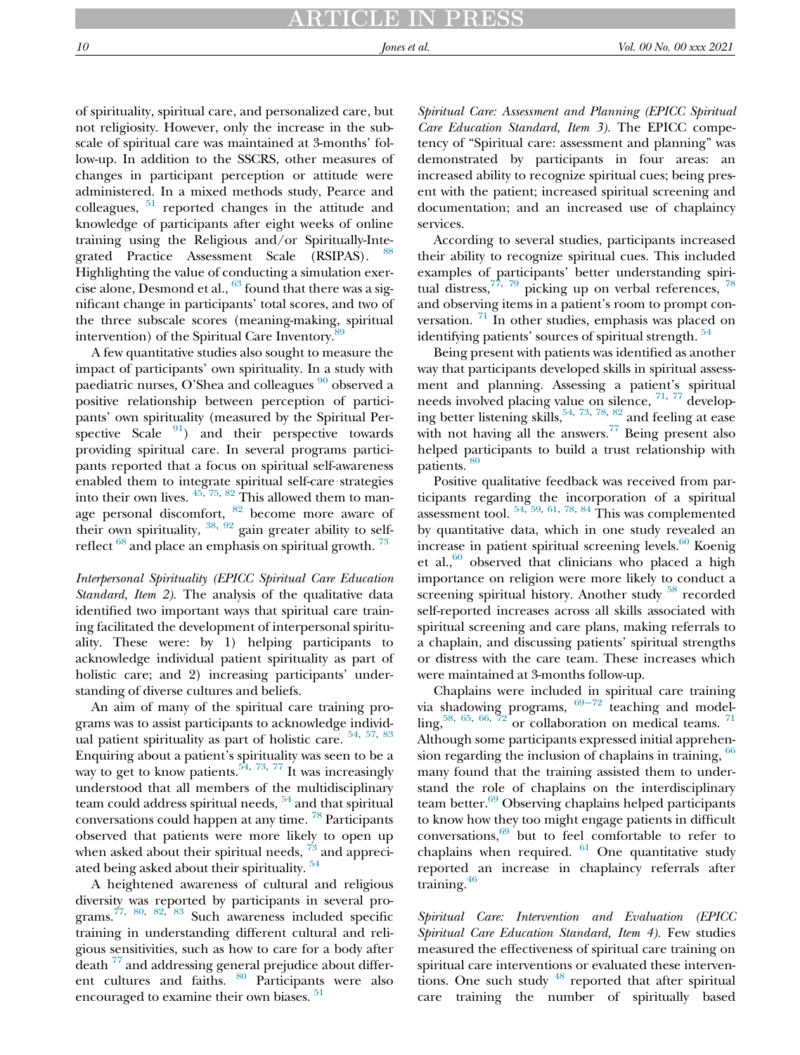of spirituality, spiritual care, and personalized care, but not religiosity. However, only the increase in the subscale of spiritual care was maintained at 3-months' follow-up. In addition to the SSCRS, other measures of changes in participant perception or attitude were administered. In a mixed methods study, Pearce and colleagues, [51] reported changes in the attitude and knowledge of participants after eight weeks of online training using the Religious and/or Spiritually-Integrated Practice Assessment Scale (RSIPAS). [88] Highlighting the value of conducting a simulation exercise alone, Desmond et al., [63] found that there was a significant change in participants' total scores, and two of the three subscale scores (meaning-making, spiritual intervention) of the Spiritual Care Inventory.[89]

A few quantitative studies also sought to measure the impact of participants' own spirituality. In a study with paediatric nurses, O'Shea and colleagues [90] observed a positive relationship between perception of participants' own spirituality (measured by the Spiritual Perspective Scale [91]) and their perspective towards providing spiritual care. In several programs participants reported that a focus on spiritual self-awareness enabled them to integrate spiritual self-care strategies into their own lives. [45, 75, 82] This allowed them to manage personal discomfort, [82] become more aware of their own spirituality, [38, 92] gain greater ability to self-reflect [68] and place an emphasis on spiritual growth. [73]

*Interpersonal Spirituality (EPICC Spiritual Care Education Standard, Item 2).* The analysis of the qualitative data identified two important ways that spiritual care training facilitated the development of interpersonal spirituality. These were: by 1) helping participants to acknowledge individual patient spirituality as part of holistic care; and 2) increasing participants' understanding of diverse cultures and beliefs.

An aim of many of the spiritual care training programs was to assist participants to acknowledge individual patient spirituality as part of holistic care. [54, 57, 83] Enquiring about a patient's spirituality was seen to be a way to get to know patients.[54, 73, 77] It was increasingly understood that all members of the multidisciplinary team could address spiritual needs, [54] and that spiritual conversations could happen at any time. [78] Participants observed that patients were more likely [73] to open up when asked about their spiritual needs, [73] and appreciated being asked about their spirituality. [54]

A heightened awareness of cultural and religious diversity was reported by participants in several programs.[77, 80, 82, 83] Such awareness included specific training in understanding different cultural and religious sensitivities, such as how to care for a body after death [77] and addressing general prejudice about different cultures and faiths. [80] Participants were also encouraged to examine their own biases. [51]

*Spiritual Care: Assessment and Planning (EPICC Spiritual Care Education Standard, Item 3).* The EPICC competency of "Spiritual care: assessment and planning" was demonstrated by participants in four areas: an increased ability to recognize spiritual cues; being present with the patient; increased spiritual screening and documentation; and an increased use of chaplaincy services.

According to several studies, participants increased their ability to recognize spiritual cues. This included examples of participants' better understanding spiritual distress,[77, 79] picking up on verbal references, [78] and observing items in a patient's room to prompt conversation. [71] In other studies, emphasis was placed on identifying patients' sources of spiritual strength. [54]

Being present with patients was identified as another way that participants developed skills in spiritual assessment and planning. Assessing a patient's spiritual needs involved placing value on silence, [71, 77] developing better listening skills,[54, 73, 78, 82] and feeling at ease with not having all the answers.[77] Being present also helped participants to build a trust relationship with patients. [80]

Positive qualitative feedback was received from participants regarding the incorporation of a spiritual assessment tool. [54, 59, 61, 78, 84] This was complemented by quantitative data, which in one study revealed an increase in patient spiritual screening levels.[60] Koenig et al.,[60] observed that clinicians who placed a high importance on religion were more likely to conduct a screening spiritual history. Another study [58] recorded self-reported increases across all skills associated with spiritual screening and care plans, making referrals to a chaplain, and discussing patients' spiritual strengths or distress with the care team. These increases which were maintained at 3-months follow-up.

Chaplains were included in spiritual care training via shadowing programs, [69−72] teaching and modelling,[58, 65, 66, 72] or collaboration on medical teams. [71] Although some participants expressed initial apprehension regarding the inclusion of chaplains in training, [66] many found that the training assisted them to understand the role of chaplains on the interdisciplinary team better.[69] Observing chaplains helped participants to know how they too might engage patients in difficult conversations,[69] but to feel comfortable to refer to chaplains when required. [61] One quantitative study reported an increase in chaplaincy referrals after training.[46]

*Spiritual Care: Intervention and Evaluation (EPICC Spiritual Care Education Standard, Item 4).* Few studies measured the effectiveness of spiritual care training on spiritual care interventions or evaluated these interventions. One such study [48] reported that after spiritual care training the number of spiritually based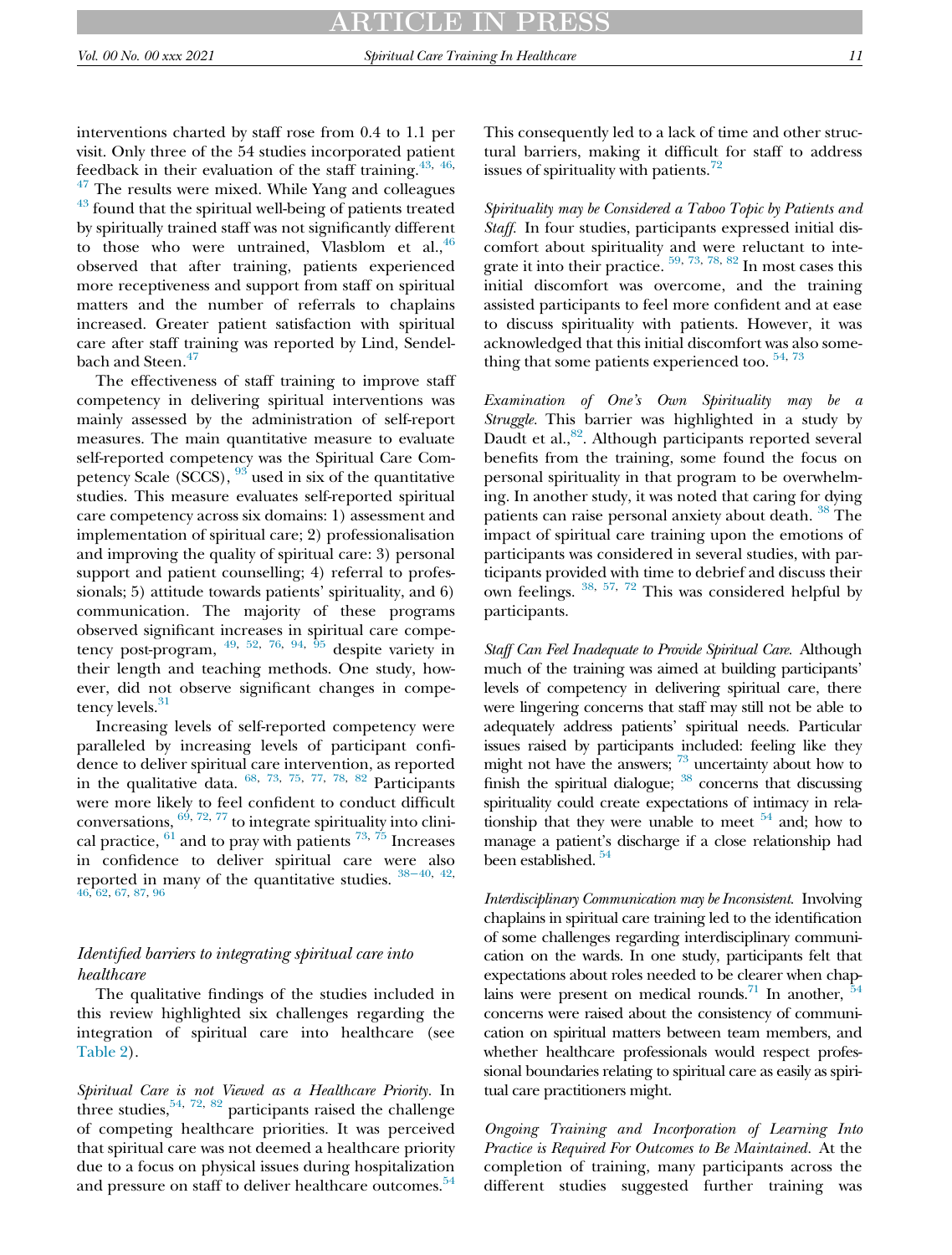interventions charted by staff rose from 0.4 to 1.1 per visit. Only three of the 54 studies incorporated patient feedback in their evaluation of the staff training.[43, 46, 47] The results were mixed. While Yang and colleagues [43] found that the spiritual well-being of patients treated by spiritually trained staff was not significantly different to those who were untrained, Vlasblom et al.,[46] observed that after training, patients experienced more receptiveness and support from staff on spiritual matters and the number of referrals to chaplains increased. Greater patient satisfaction with spiritual care after staff training was reported by Lind, Sendelbach and Steen.[47]

The effectiveness of staff training to improve staff competency in delivering spiritual interventions was mainly assessed by the administration of self-report measures. The main quantitative measure to evaluate self-reported competency was the Spiritual Care Competency Scale (SCCS), [93] used in six of the quantitative studies. This measure evaluates self-reported spiritual care competency across six domains: 1) assessment and implementation of spiritual care; 2) professionalisation and improving the quality of spiritual care: 3) personal support and patient counselling; 4) referral to professionals; 5) attitude towards patients' spirituality, and 6) communication. The majority of these programs observed significant increases in spiritual care competency post-program, [49, 52, 76, 94, 95] despite variety in their length and teaching methods. One study, however, did not observe significant changes in competency levels.[31]

Increasing levels of self-reported competency were paralleled by increasing levels of participant confidence to deliver spiritual care intervention, as reported in the qualitative data. [68, 73, 75, 77, 78, 82] Participants were more likely to feel confident to conduct difficult conversations, [69, 72, 77] to integrate spirituality into clinical practice, [61] and to pray with patients [73, 75] Increases in confidence to deliver spiritual care were also reported in many of the quantitative studies. [38–40, 42, 46, 62, 67, 87, 96]

### Identified barriers to integrating spiritual care into healthcare

The qualitative findings of the studies included in this review highlighted six challenges regarding the integration of spiritual care into healthcare (see Table 2).

*Spiritual Care is not Viewed as a Healthcare Priority.* In three studies,[54, 72, 82] participants raised the challenge of competing healthcare priorities. It was perceived that spiritual care was not deemed a healthcare priority due to a focus on physical issues during hospitalization and pressure on staff to deliver healthcare outcomes.[54] This consequently led to a lack of time and other structural barriers, making it difficult for staff to address issues of spirituality with patients.[72]

*Spirituality may be Considered a Taboo Topic by Patients and Staff.* In four studies, participants expressed initial discomfort about spirituality and were reluctant to integrate it into their practice. [59, 73, 78, 82] In most cases this initial discomfort was overcome, and the training assisted participants to feel more confident and at ease to discuss spirituality with patients. However, it was acknowledged that this initial discomfort was also something that some patients experienced too. [54, 73]

*Examination of One's Own Spirituality may be a Struggle.* This barrier was highlighted in a study by Daudt et al.,[82]. Although participants reported several benefits from the training, some found the focus on personal spirituality in that program to be overwhelming. In another study, it was noted that caring for dying patients can raise personal anxiety about death. [38] The impact of spiritual care training upon the emotions of participants was considered in several studies, with participants provided with time to debrief and discuss their own feelings. [38, 57, 72] This was considered helpful by participants.

*Staff Can Feel Inadequate to Provide Spiritual Care.* Although much of the training was aimed at building participants' levels of competency in delivering spiritual care, there were lingering concerns that staff may still not be able to adequately address patients' spiritual needs. Particular issues raised by participants included: feeling like they might not have the answers; [73] uncertainty about how to finish the spiritual dialogue; [38] concerns that discussing spirituality could create expectations of intimacy in relationship that they were unable to meet [54] and; how to manage a patient's discharge if a close relationship had been established. [54]

*Interdisciplinary Communication may be Inconsistent.* Involving chaplains in spiritual care training led to the identification of some challenges regarding interdisciplinary communication on the wards. In one study, participants felt that expectations about roles needed to be clearer when chaplains were present on medical rounds.[71] In another, [54] concerns were raised about the consistency of communication on spiritual matters between team members, and whether healthcare professionals would respect professional boundaries relating to spiritual care as easily as spiritual care practitioners might.

*Ongoing Training and Incorporation of Learning Into Practice is Required For Outcomes to Be Maintained.* At the completion of training, many participants across the different studies suggested further training was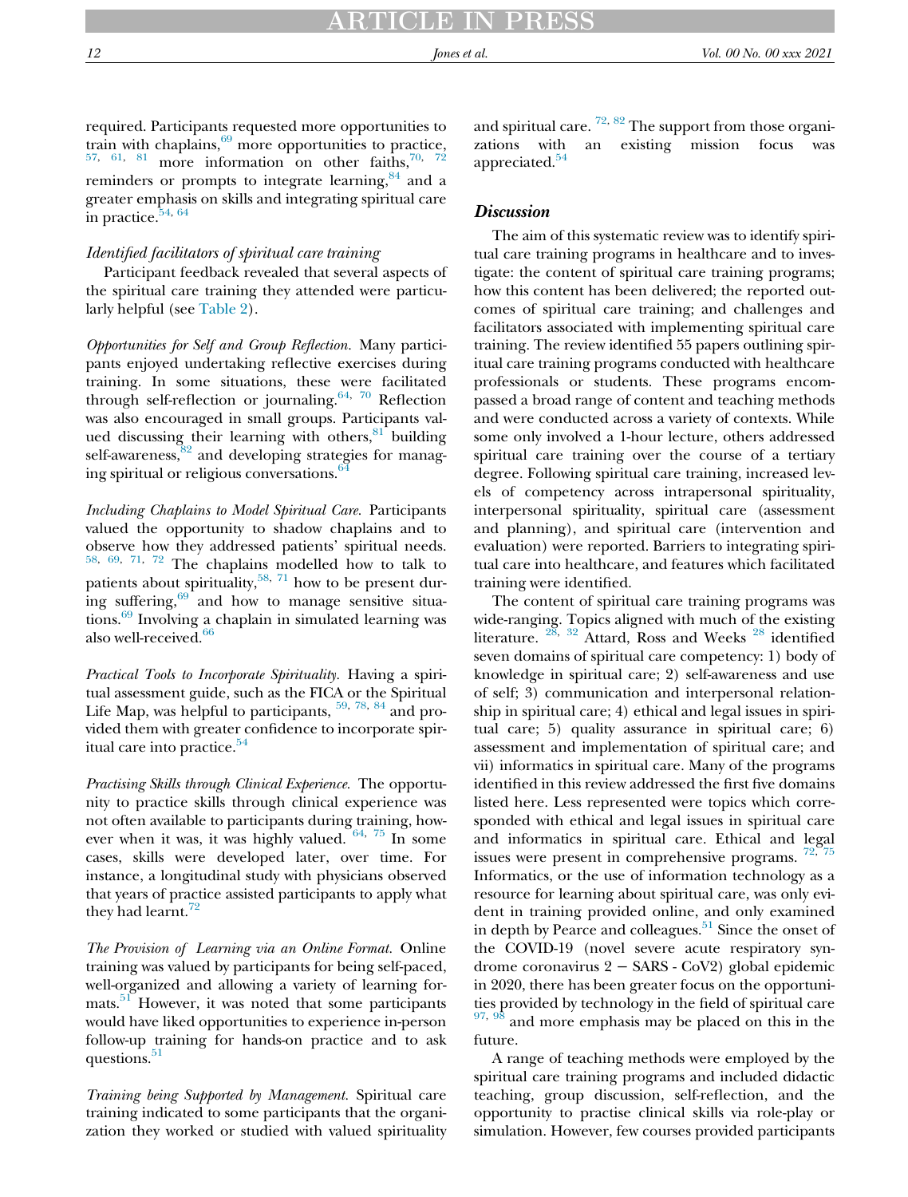required. Participants requested more opportunities to train with chaplains,[69] more opportunities to practice,[57, 61, 81] more information on other faiths,[70, 72] reminders or prompts to integrate learning,[84] and a greater emphasis on skills and integrating spiritual care in practice.[54, 64]

### *Identified facilitators of spiritual care training*

Participant feedback revealed that several aspects of the spiritual care training they attended were particularly helpful (see Table 2).

*Opportunities for Self and Group Reflection.* Many participants enjoyed undertaking reflective exercises during training. In some situations, these were facilitated through self-reflection or journaling.[64, 70] Reflection was also encouraged in small groups. Participants valued discussing their learning with others,[81] building self-awareness,[82] and developing strategies for managing spiritual or religious conversations.[64]

*Including Chaplains to Model Spiritual Care.* Participants valued the opportunity to shadow chaplains and to observe how they addressed patients' spiritual needs.[58, 69, 71, 72] The chaplains modelled how to talk to patients about spirituality,[58, 71] how to be present during suffering,[69] and how to manage sensitive situations.[69] Involving a chaplain in simulated learning was also well-received.[66]

*Practical Tools to Incorporate Spirituality.* Having a spiritual assessment guide, such as the FICA or the Spiritual Life Map, was helpful to participants,[59, 78, 84] and provided them with greater confidence to incorporate spiritual care into practice.[54]

*Practising Skills through Clinical Experience.* The opportunity to practice skills through clinical experience was not often available to participants during training, however when it was, it was highly valued.[64, 75] In some cases, skills were developed later, over time. For instance, a longitudinal study with physicians observed that years of practice assisted participants to apply what they had learnt.[72]

*The Provision of Learning via an Online Format.* Online training was valued by participants for being self-paced, well-organized and allowing a variety of learning formats.[51] However, it was noted that some participants would have liked opportunities to experience in-person follow-up training for hands-on practice and to ask questions.[51]

*Training being Supported by Management.* Spiritual care training indicated to some participants that the organization they worked or studied with valued spirituality and spiritual care.[72, 82] The support from those organizations with an existing mission focus was appreciated.[54]

## Discussion

The aim of this systematic review was to identify spiritual care training programs in healthcare and to investigate: the content of spiritual care training programs; how this content has been delivered; the reported outcomes of spiritual care training; and challenges and facilitators associated with implementing spiritual care training. The review identified 55 papers outlining spiritual care training programs conducted with healthcare professionals or students. These programs encompassed a broad range of content and teaching methods and were conducted across a variety of contexts. While some only involved a 1-hour lecture, others addressed spiritual care training over the course of a tertiary degree. Following spiritual care training, increased levels of competency across intrapersonal spirituality, interpersonal spirituality, spiritual care (assessment and planning), and spiritual care (intervention and evaluation) were reported. Barriers to integrating spiritual care into healthcare, and features which facilitated training were identified.

The content of spiritual care training programs was wide-ranging. Topics aligned with much of the existing literature.[28, 32] Attard, Ross and Weeks[28] identified seven domains of spiritual care competency: 1) body of knowledge in spiritual care; 2) self-awareness and use of self; 3) communication and interpersonal relationship in spiritual care; 4) ethical and legal issues in spiritual care; 5) quality assurance in spiritual care; 6) assessment and implementation of spiritual care; and vii) informatics in spiritual care. Many of the programs identified in this review addressed the first five domains listed here. Less represented were topics which corresponded with ethical and legal issues in spiritual care and informatics in spiritual care. Ethical and legal issues were present in comprehensive programs.[72, 75] Informatics, or the use of information technology as a resource for learning about spiritual care, was only evident in training provided online, and only examined in depth by Pearce and colleagues.[51] Since the onset of the COVID-19 (novel severe acute respiratory syndrome coronavirus 2 − SARS - CoV2) global epidemic in 2020, there has been greater focus on the opportunities provided by technology in the field of spiritual care[97, 98] and more emphasis may be placed on this in the future.

A range of teaching methods were employed by the spiritual care training programs and included didactic teaching, group discussion, self-reflection, and the opportunity to practise clinical skills via role-play or simulation. However, few courses provided participants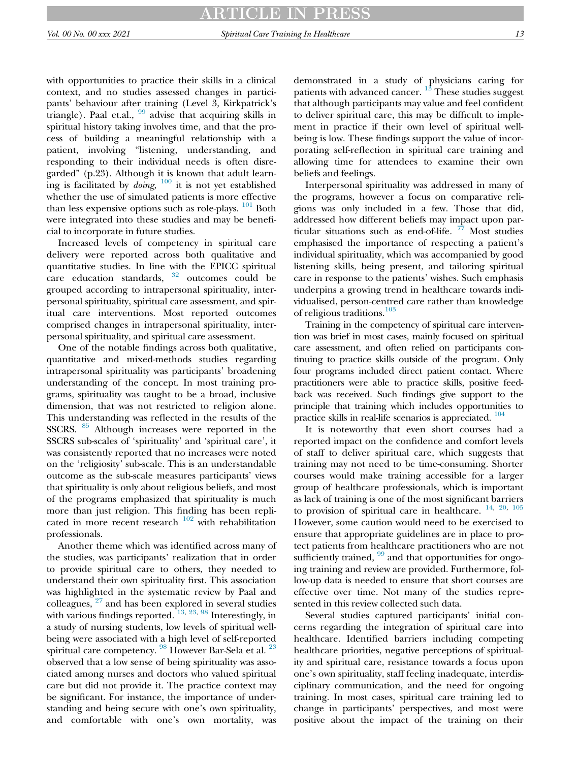with opportunities to practice their skills in a clinical context, and no studies assessed changes in participants' behaviour after training (Level 3, Kirkpatrick's triangle). Paal et.al., [99] advise that acquiring skills in spiritual history taking involves time, and that the process of building a meaningful relationship with a patient, involving "listening, understanding, and responding to their individual needs is often disregarded" (p.23). Although it is known that adult learning is facilitated by *doing,* [100] it is not yet established whether the use of simulated patients is more effective than less expensive options such as role-plays. [101] Both were integrated into these studies and may be beneficial to incorporate in future studies.

Increased levels of competency in spiritual care delivery were reported across both qualitative and quantitative studies. In line with the EPICC spiritual care education standards, [32] outcomes could be grouped according to intrapersonal spirituality, interpersonal spirituality, spiritual care assessment, and spiritual care interventions. Most reported outcomes comprised changes in intrapersonal spirituality, interpersonal spirituality, and spiritual care assessment.

One of the notable findings across both qualitative, quantitative and mixed-methods studies regarding intrapersonal spirituality was participants' broadening understanding of the concept. In most training programs, spirituality was taught to be a broad, inclusive dimension, that was not restricted to religion alone. This understanding was reflected in the results of the SSCRS. [85] Although increases were reported in the SSCRS sub-scales of 'spirituality' and 'spiritual care', it was consistently reported that no increases were noted on the 'religiosity' sub-scale. This is an understandable outcome as the sub-scale measures participants' views that spirituality is only about religious beliefs, and most of the programs emphasized that spirituality is much more than just religion. This finding has been replicated in more recent research [102] with rehabilitation professionals.

Another theme which was identified across many of the studies, was participants' realization that in order to provide spiritual care to others, they needed to understand their own spirituality first. This association was highlighted in the systematic review by Paal and colleagues, [27] and has been explored in several studies with various findings reported. [13, 23, 98] Interestingly, in a study of nursing students, low levels of spiritual wellbeing were associated with a high level of self-reported spiritual care competency. [98] However Bar-Sela et al. [23] observed that a low sense of being spirituality was associated among nurses and doctors who valued spiritual care but did not provide it. The practice context may be significant. For instance, the importance of understanding and being secure with one's own spirituality, and comfortable with one's own mortality, was demonstrated in a study of physicians caring for patients with advanced cancer. [13] These studies suggest that although participants may value and feel confident to deliver spiritual care, this may be difficult to implement in practice if their own level of spiritual wellbeing is low. These findings support the value of incorporating self-reflection in spiritual care training and allowing time for attendees to examine their own beliefs and feelings.

Interpersonal spirituality was addressed in many of the programs, however a focus on comparative religions was only included in a few. Those that did, addressed how different beliefs may impact upon particular situations such as end-of-life. [77] Most studies emphasised the importance of respecting a patient's individual spirituality, which was accompanied by good listening skills, being present, and tailoring spiritual care in response to the patients' wishes. Such emphasis underpins a growing trend in healthcare towards individualised, person-centred care rather than knowledge of religious traditions.[103]

Training in the competency of spiritual care intervention was brief in most cases, mainly focused on spiritual care assessment, and often relied on participants continuing to practice skills outside of the program. Only four programs included direct patient contact. Where practitioners were able to practice skills, positive feedback was received. Such findings give support to the principle that training which includes opportunities to practice skills in real-life scenarios is appreciated. [104]

It is noteworthy that even short courses had a reported impact on the confidence and comfort levels of staff to deliver spiritual care, which suggests that training may not need to be time-consuming. Shorter courses would make training accessible for a larger group of healthcare professionals, which is important as lack of training is one of the most significant barriers to provision of spiritual care in healthcare. [14, 20, 105] However, some caution would need to be exercised to ensure that appropriate guidelines are in place to protect patients from healthcare practitioners who are not sufficiently trained, [99] and that opportunities for ongoing training and review are provided. Furthermore, follow-up data is needed to ensure that short courses are effective over time. Not many of the studies represented in this review collected such data.

Several studies captured participants' initial concerns regarding the integration of spiritual care into healthcare. Identified barriers including competing healthcare priorities, negative perceptions of spirituality and spiritual care, resistance towards a focus upon one's own spirituality, staff feeling inadequate, interdisciplinary communication, and the need for ongoing training. In most cases, spiritual care training led to change in participants' perspectives, and most were positive about the impact of the training on their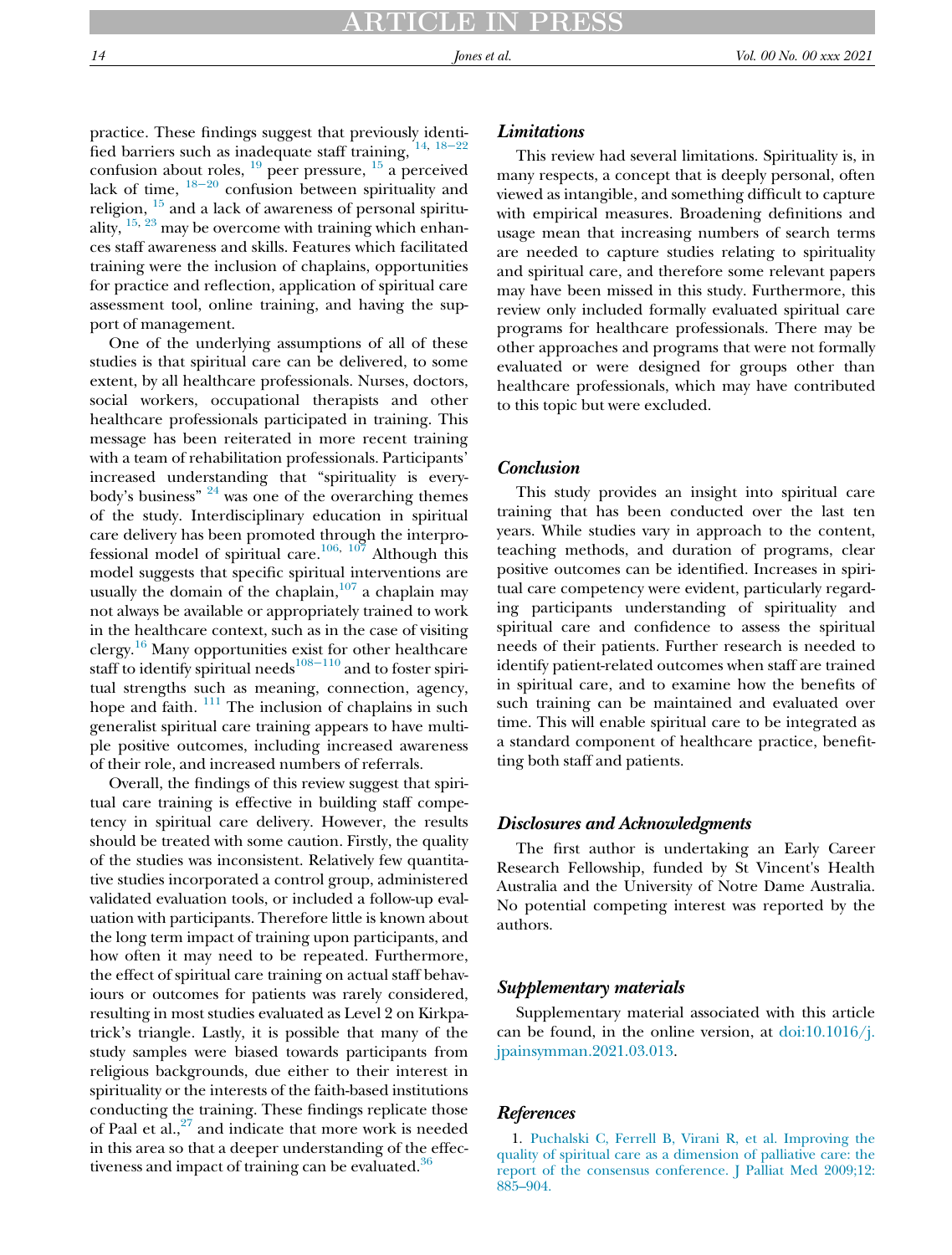practice. These findings suggest that previously identified barriers such as inadequate staff training,[14, 18−22] confusion about roles,[19] peer pressure,[15] a perceived lack of time,[18−20] confusion between spirituality and religion,[15] and a lack of awareness of personal spirituality,[15, 23] may be overcome with training which enhances staff awareness and skills. Features which facilitated training were the inclusion of chaplains, opportunities for practice and reflection, application of spiritual care assessment tool, online training, and having the support of management.

One of the underlying assumptions of all of these studies is that spiritual care can be delivered, to some extent, by all healthcare professionals. Nurses, doctors, social workers, occupational therapists and other healthcare professionals participated in training. This message has been reiterated in more recent training with a team of rehabilitation professionals. Participants' increased understanding that "spirituality is everybody's business"[24] was one of the overarching themes of the study. Interdisciplinary education in spiritual care delivery has been promoted through the interprofessional model of spiritual care.[106, 107] Although this model suggests that specific spiritual interventions are usually the domain of the chaplain,[107] a chaplain may not always be available or appropriately trained to work in the healthcare context, such as in the case of visiting clergy.[16] Many opportunities exist for other healthcare staff to identify spiritual needs[108−110] and to foster spiritual strengths such as meaning, connection, agency, hope and faith.[111] The inclusion of chaplains in such generalist spiritual care training appears to have multiple positive outcomes, including increased awareness of their role, and increased numbers of referrals.

Overall, the findings of this review suggest that spiritual care training is effective in building staff competency in spiritual care delivery. However, the results should be treated with some caution. Firstly, the quality of the studies was inconsistent. Relatively few quantitative studies incorporated a control group, administered validated evaluation tools, or included a follow-up evaluation with participants. Therefore little is known about the long term impact of training upon participants, and how often it may need to be repeated. Furthermore, the effect of spiritual care training on actual staff behaviours or outcomes for patients was rarely considered, resulting in most studies evaluated as Level 2 on Kirkpatrick's triangle. Lastly, it is possible that many of the study samples were biased towards participants from religious backgrounds, due either to their interest in spirituality or the interests of the faith-based institutions conducting the training. These findings replicate those of Paal et al.,[27] and indicate that more work is needed in this area so that a deeper understanding of the effectiveness and impact of training can be evaluated.[36]

### Limitations

This review had several limitations. Spirituality is, in many respects, a concept that is deeply personal, often viewed as intangible, and something difficult to capture with empirical measures. Broadening definitions and usage mean that increasing numbers of search terms are needed to capture studies relating to spirituality and spiritual care, and therefore some relevant papers may have been missed in this study. Furthermore, this review only included formally evaluated spiritual care programs for healthcare professionals. There may be other approaches and programs that were not formally evaluated or were designed for groups other than healthcare professionals, which may have contributed to this topic but were excluded.

### Conclusion

This study provides an insight into spiritual care training that has been conducted over the last ten years. While studies vary in approach to the content, teaching methods, and duration of programs, clear positive outcomes can be identified. Increases in spiritual care competency were evident, particularly regarding participants understanding of spirituality and spiritual care and confidence to assess the spiritual needs of their patients. Further research is needed to identify patient-related outcomes when staff are trained in spiritual care, and to examine how the benefits of such training can be maintained and evaluated over time. This will enable spiritual care to be integrated as a standard component of healthcare practice, benefitting both staff and patients.

### Disclosures and Acknowledgments

The first author is undertaking an Early Career Research Fellowship, funded by St Vincent's Health Australia and the University of Notre Dame Australia. No potential competing interest was reported by the authors.

### Supplementary materials

Supplementary material associated with this article can be found, in the online version, at doi:10.1016/j.jpainsymman.2021.03.013.

### References

1. Puchalski C, Ferrell B, Virani R, et al. Improving the quality of spiritual care as a dimension of palliative care: the report of the consensus conference. J Palliat Med 2009;12: 885–904.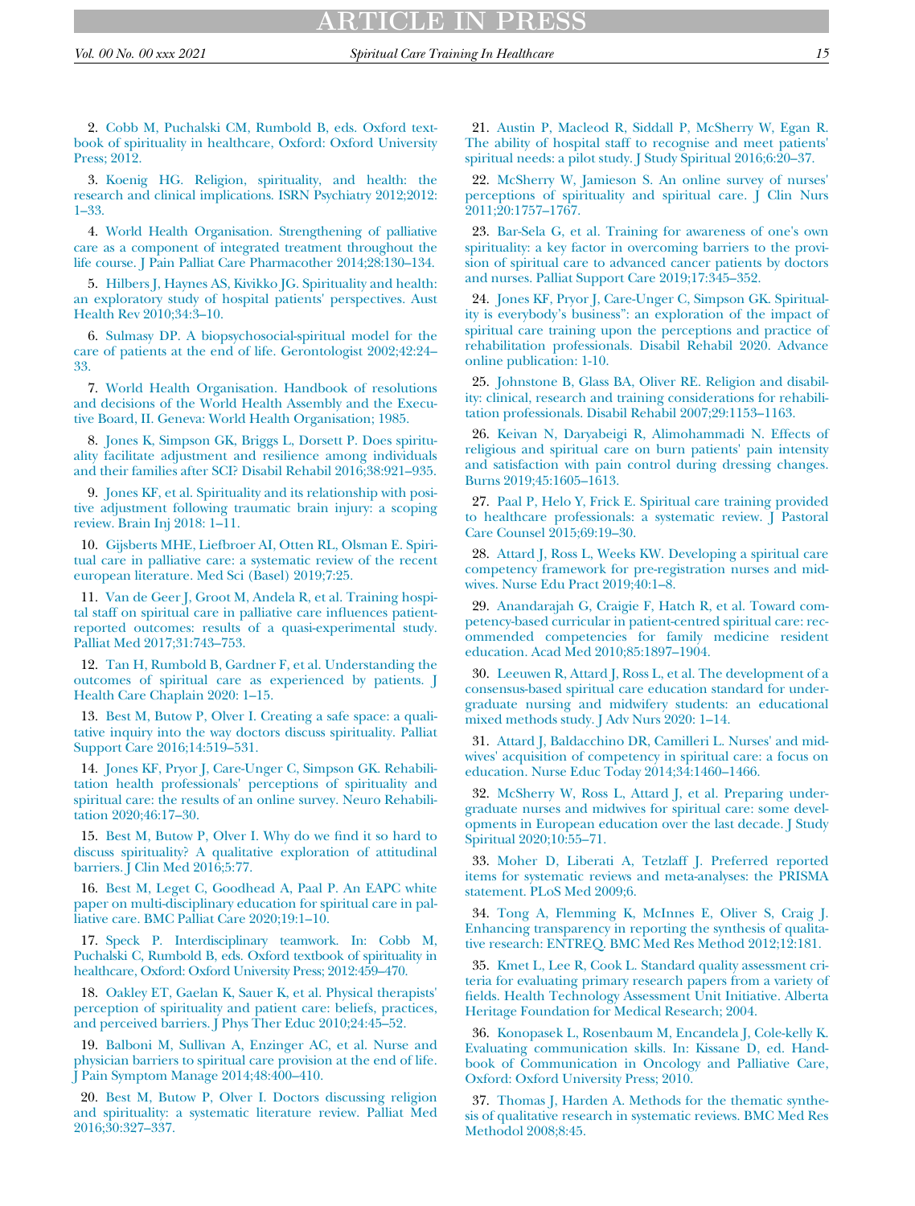2. Cobb M, Puchalski CM, Rumbold B, eds. Oxford textbook of spirituality in healthcare, Oxford: Oxford University Press; 2012.

3. Koenig HG. Religion, spirituality, and health: the research and clinical implications. ISRN Psychiatry 2012;2012: 1–33.

4. World Health Organisation. Strengthening of palliative care as a component of integrated treatment throughout the life course. J Pain Palliat Care Pharmacother 2014;28:130–134.

5. Hilbers J, Haynes AS, Kivikko JG. Spirituality and health: an exploratory study of hospital patients' perspectives. Aust Health Rev 2010;34:3–10.

6. Sulmasy DP. A biopsychosocial-spiritual model for the care of patients at the end of life. Gerontologist 2002;42:24–33.

7. World Health Organisation. Handbook of resolutions and decisions of the World Health Assembly and the Executive Board, II. Geneva: World Health Organisation; 1985.

8. Jones K, Simpson GK, Briggs L, Dorsett P. Does spirituality facilitate adjustment and resilience among individuals and their families after SCI? Disabil Rehabil 2016;38:921–935.

9. Jones KF, et al. Spirituality and its relationship with positive adjustment following traumatic brain injury: a scoping review. Brain Inj 2018: 1–11.

10. Gijsberts MHE, Liefbroer AI, Otten RL, Olsman E. Spiritual care in palliative care: a systematic review of the recent european literature. Med Sci (Basel) 2019;7:25.

11. Van de Geer J, Groot M, Andela R, et al. Training hospital staff on spiritual care in palliative care influences patient-reported outcomes: results of a quasi-experimental study. Palliat Med 2017;31:743–753.

12. Tan H, Rumbold B, Gardner F, et al. Understanding the outcomes of spiritual care as experienced by patients. J Health Care Chaplain 2020: 1–15.

13. Best M, Butow P, Olver I. Creating a safe space: a qualitative inquiry into the way doctors discuss spirituality. Palliat Support Care 2016;14:519–531.

14. Jones KF, Pryor J, Care-Unger C, Simpson GK. Rehabilitation health professionals' perceptions of spirituality and spiritual care: the results of an online survey. Neuro Rehabilitation 2020;46:17–30.

15. Best M, Butow P, Olver I. Why do we find it so hard to discuss spirituality? A qualitative exploration of attitudinal barriers. J Clin Med 2016;5:77.

16. Best M, Leget C, Goodhead A, Paal P. An EAPC white paper on multi-disciplinary education for spiritual care in palliative care. BMC Palliat Care 2020;19:1–10.

17. Speck P. Interdisciplinary teamwork. In: Cobb M, Puchalski C, Rumbold B, eds. Oxford textbook of spirituality in healthcare, Oxford: Oxford University Press; 2012:459–470.

18. Oakley ET, Gaelan K, Sauer K, et al. Physical therapists' perception of spirituality and patient care: beliefs, practices, and perceived barriers. J Phys Ther Educ 2010;24:45–52.

19. Balboni M, Sullivan A, Enzinger AC, et al. Nurse and physician barriers to spiritual care provision at the end of life. J Pain Symptom Manage 2014;48:400–410.

20. Best M, Butow P, Olver I. Doctors discussing religion and spirituality: a systematic literature review. Palliat Med 2016;30:327–337.

21. Austin P, Macleod R, Siddall P, McSherry W, Egan R. The ability of hospital staff to recognise and meet patients' spiritual needs: a pilot study. J Study Spiritual 2016;6:20–37.

22. McSherry W, Jamieson S. An online survey of nurses' perceptions of spirituality and spiritual care. J Clin Nurs 2011;20:1757–1767.

23. Bar-Sela G, et al. Training for awareness of one's own spirituality: a key factor in overcoming barriers to the provision of spiritual care to advanced cancer patients by doctors and nurses. Palliat Support Care 2019;17:345–352.

24. Jones KF, Pryor J, Care-Unger C, Simpson GK. Spirituality is everybody's business": an exploration of the impact of spiritual care training upon the perceptions and practice of rehabilitation professionals. Disabil Rehabil 2020. Advance online publication: 1-10.

25. Johnstone B, Glass BA, Oliver RE. Religion and disability: clinical, research and training considerations for rehabilitation professionals. Disabil Rehabil 2007;29:1153–1163.

26. Keivan N, Daryabeigi R, Alimohammadi N. Effects of religious and spiritual care on burn patients' pain intensity and satisfaction with pain control during dressing changes. Burns 2019;45:1605–1613.

27. Paal P, Helo Y, Frick E. Spiritual care training provided to healthcare professionals: a systematic review. J Pastoral Care Counsel 2015;69:19–30.

28. Attard J, Ross L, Weeks KW. Developing a spiritual care competency framework for pre-registration nurses and midwives. Nurse Edu Pract 2019;40:1–8.

29. Anandarajah G, Craigie F, Hatch R, et al. Toward competency-based curricular in patient-centred spiritual care: recommended competencies for family medicine resident education. Acad Med 2010;85:1897–1904.

30. Leeuwen R, Attard J, Ross L, et al. The development of a consensus-based spiritual care education standard for undergraduate nursing and midwifery students: an educational mixed methods study. J Adv Nurs 2020: 1–14.

31. Attard J, Baldacchino DR, Camilleri L. Nurses' and midwives' acquisition of competency in spiritual care: a focus on education. Nurse Educ Today 2014;34:1460–1466.

32. McSherry W, Ross L, Attard J, et al. Preparing undergraduate nurses and midwives for spiritual care: some developments in European education over the last decade. J Study Spiritual 2020;10:55–71.

33. Moher D, Liberati A, Tetzlaff J. Preferred reported items for systematic reviews and meta-analyses: the PRISMA statement. PLoS Med 2009;6.

34. Tong A, Flemming K, McInnes E, Oliver S, Craig J. Enhancing transparency in reporting the synthesis of qualitative research: ENTREQ. BMC Med Res Method 2012;12:181.

35. Kmet L, Lee R, Cook L. Standard quality assessment criteria for evaluating primary research papers from a variety of fields. Health Technology Assessment Unit Initiative. Alberta Heritage Foundation for Medical Research; 2004.

36. Konopasek L, Rosenbaum M, Encandela J, Cole-kelly K. Evaluating communication skills. In: Kissane D, ed. Handbook of Communication in Oncology and Palliative Care, Oxford: Oxford University Press; 2010.

37. Thomas J, Harden A. Methods for the thematic synthesis of qualitative research in systematic reviews. BMC Med Res Methodol 2008;8:45.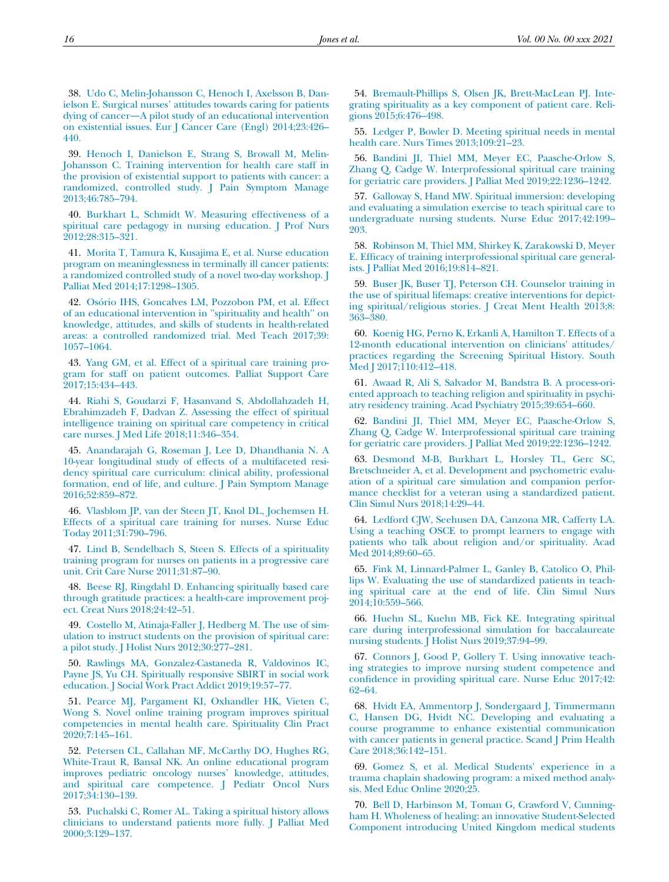38. Udo C, Melin-Johansson C, Henoch I, Axelsson B, Danielson E. Surgical nurses' attitudes towards caring for patients dying of cancer—A pilot study of an educational intervention on existential issues. Eur J Cancer Care (Engl) 2014;23:426–440.

39. Henoch I, Danielson E, Strang S, Browall M, Melin-Johansson C. Training intervention for health care staff in the provision of existential support to patients with cancer: a randomized, controlled study. J Pain Symptom Manage 2013;46:785–794.

40. Burkhart L, Schmidt W. Measuring effectiveness of a spiritual care pedagogy in nursing education. J Prof Nurs 2012;28:315–321.

41. Morita T, Tamura K, Kusajima E, et al. Nurse education program on meaninglessness in terminally ill cancer patients: a randomized controlled study of a novel two-day workshop. J Palliat Med 2014;17:1298–1305.

42. Osório IHS, Goncalves LM, Pozzobon PM, et al. Effect of an educational intervention in "spirituality and health" on knowledge, attitudes, and skills of students in health-related areas: a controlled randomized trial. Med Teach 2017;39: 1057–1064.

43. Yang GM, et al. Effect of a spiritual care training program for staff on patient outcomes. Palliat Support Care 2017;15:434–443.

44. Riahi S, Goudarzi F, Hasanvand S, Abdollahzadeh H, Ebrahimzadeh F, Dadvan Z. Assessing the effect of spiritual intelligence training on spiritual care competency in critical care nurses. J Med Life 2018;11:346–354.

45. Anandarajah G, Roseman J, Lee D, Dhandhania N. A 10-year longitudinal study of effects of a multifaceted residency spiritual care curriculum: clinical ability, professional formation, end of life, and culture. J Pain Symptom Manage 2016;52:859–872.

46. Vlasblom JP, van der Steen JT, Knol DL, Jochemsen H. Effects of a spiritual care training for nurses. Nurse Educ Today 2011;31:790–796.

47. Lind B, Sendelbach S, Steen S. Effects of a spirituality training program for nurses on patients in a progressive care unit. Crit Care Nurse 2011;31:87–90.

48. Beese RJ, Ringdahl D. Enhancing spiritually based care through gratitude practices: a health-care improvement project. Creat Nurs 2018;24:42–51.

49. Costello M, Atinaja-Faller J, Hedberg M. The use of simulation to instruct students on the provision of spiritual care: a pilot study. J Holist Nurs 2012;30:277–281.

50. Rawlings MA, Gonzalez-Castaneda R, Valdovinos IC, Payne JS, Yu CH. Spiritually responsive SBIRT in social work education. J Social Work Pract Addict 2019;19:57–77.

51. Pearce MJ, Pargament KI, Oxhandler HK, Vieten C, Wong S. Novel online training program improves spiritual competencies in mental health care. Spirituality Clin Pract 2020;7:145–161.

52. Petersen CL, Callahan MF, McCarthy DO, Hughes RG, White-Traut R, Bansal NK. An online educational program improves pediatric oncology nurses' knowledge, attitudes, and spiritual care competence. J Pediatr Oncol Nurs 2017;34:130–139.

53. Puchalski C, Romer AL. Taking a spiritual history allows clinicians to understand patients more fully. J Palliat Med 2000;3:129–137.

54. Bremault-Phillips S, Olsen JK, Brett-MacLean PJ. Integrating spirituality as a key component of patient care. Religions 2015;6:476–498.

55. Ledger P, Bowler D. Meeting spiritual needs in mental health care. Nurs Times 2013;109:21–23.

56. Bandini JI, Thiel MM, Meyer EC, Paasche-Orlow S, Zhang Q, Cadge W. Interprofessional spiritual care training for geriatric care providers. J Palliat Med 2019;22:1236–1242.

57. Galloway S, Hand MW. Spiritual immersion: developing and evaluating a simulation exercise to teach spiritual care to undergraduate nursing students. Nurse Educ 2017;42:199–203.

58. Robinson M, Thiel MM, Shirkey K, Zarakowski D, Meyer E. Efficacy of training interprofessional spiritual care generalists. J Palliat Med 2016;19:814–821.

59. Buser JK, Buser TJ, Peterson CH. Counselor training in the use of spiritual lifemaps: creative interventions for depicting spiritual/religious stories. J Creat Ment Health 2013;8: 363–380.

60. Koenig HG, Perno K, Erkanli A, Hamilton T. Effects of a 12-month educational intervention on clinicians' attitudes/ practices regarding the Screening Spiritual History. South Med J 2017;110:412–418.

61. Awaad R, Ali S, Salvador M, Bandstra B. A process-oriented approach to teaching religion and spirituality in psychiatry residency training. Acad Psychiatry 2015;39:654–660.

62. Bandini JI, Thiel MM, Meyer EC, Paasche-Orlow S, Zhang Q, Cadge W. Interprofessional spiritual care training for geriatric care providers. J Palliat Med 2019;22:1236–1242.

63. Desmond M-B, Burkhart L, Horsley TL, Gerc SC, Bretschneider A, et al. Development and psychometric evaluation of a spiritual care simulation and companion performance checklist for a veteran using a standardized patient. Clin Simul Nurs 2018;14:29–44.

64. Ledford CJW, Seehusen DA, Canzona MR, Cafferty LA. Using a teaching OSCE to prompt learners to engage with patients who talk about religion and/or spirituality. Acad Med 2014;89:60–65.

65. Fink M, Linnard-Palmer L, Ganley B, Catolico O, Phillips W. Evaluating the use of standardized patients in teaching spiritual care at the end of life. Clin Simul Nurs 2014;10:559–566.

66. Huehn SL, Kuehn MB, Fick KE. Integrating spiritual care during interprofessional simulation for baccalaureate nursing students. J Holist Nurs 2019;37:94–99.

67. Connors J, Good P, Gollery T. Using innovative teaching strategies to improve nursing student competence and confidence in providing spiritual care. Nurse Educ 2017;42: 62–64.

68. Hvidt EA, Ammentorp J, Sondergaard J, Timmermann C, Hansen DG, Hvidt NC. Developing and evaluating a course programme to enhance existential communication with cancer patients in general practice. Scand J Prim Health Care 2018;36:142–151.

69. Gomez S, et al. Medical Students' experience in a trauma chaplain shadowing program: a mixed method analysis. Med Educ Online 2020;25.

70. Bell D, Harbinson M, Toman G, Crawford V, Cunningham H. Wholeness of healing: an innovative Student-Selected Component introducing United Kingdom medical students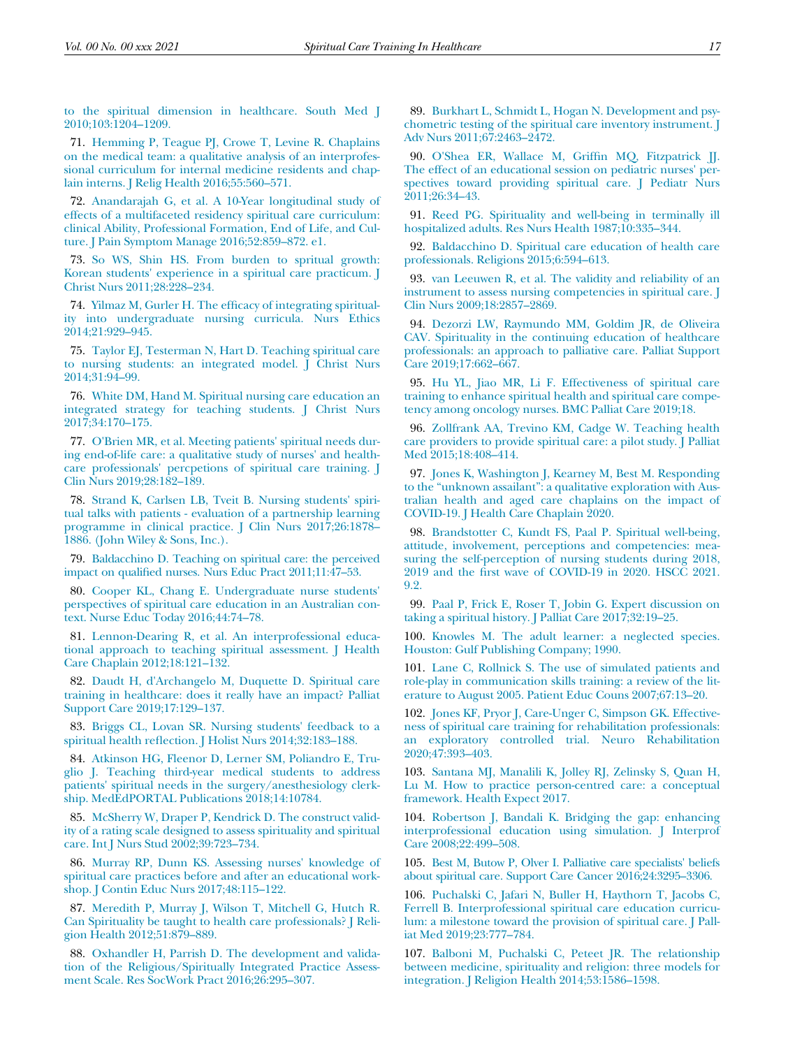to the spiritual dimension in healthcare. South Med J 2010;103:1204–1209.

71. Hemming P, Teague PJ, Crowe T, Levine R. Chaplains on the medical team: a qualitative analysis of an interprofessional curriculum for internal medicine residents and chaplain interns. J Relig Health 2016;55:560–571.

72. Anandarajah G, et al. A 10-Year longitudinal study of effects of a multifaceted residency spiritual care curriculum: clinical Ability, Professional Formation, End of Life, and Culture. J Pain Symptom Manage 2016;52:859–872. e1.

73. So WS, Shin HS. From burden to spritual growth: Korean students' experience in a spiritual care practicum. J Christ Nurs 2011;28:228–234.

74. Yilmaz M, Gurler H. The efficacy of integrating spirituality into undergraduate nursing curricula. Nurs Ethics 2014;21:929–945.

75. Taylor EJ, Testerman N, Hart D. Teaching spiritual care to nursing students: an integrated model. J Christ Nurs 2014;31:94–99.

76. White DM, Hand M. Spiritual nursing care education an integrated strategy for teaching students. J Christ Nurs 2017;34:170–175.

77. O'Brien MR, et al. Meeting patients' spiritual needs during end-of-life care: a qualitative study of nurses' and healthcare professionals' percpetions of spiritual care training. J Clin Nurs 2019;28:182–189.

78. Strand K, Carlsen LB, Tveit B. Nursing students' spiritual talks with patients - evaluation of a partnership learning programme in clinical practice. J Clin Nurs 2017;26:1878–1886. (John Wiley & Sons, Inc.).

79. Baldacchino D. Teaching on spiritual care: the perceived impact on qualified nurses. Nurs Educ Pract 2011;11:47–53.

80. Cooper KL, Chang E. Undergraduate nurse students' perspectives of spiritual care education in an Australian context. Nurse Educ Today 2016;44:74–78.

81. Lennon-Dearing R, et al. An interprofessional educational approach to teaching spiritual assessment. J Health Care Chaplain 2012;18:121–132.

82. Daudt H, d'Archangelo M, Duquette D. Spiritual care training in healthcare: does it really have an impact? Palliat Support Care 2019;17:129–137.

83. Briggs CL, Lovan SR. Nursing students' feedback to a spiritual health reflection. J Holist Nurs 2014;32:183–188.

84. Atkinson HG, Fleenor D, Lerner SM, Poliandro E, Truglio J. Teaching third-year medical students to address patients' spiritual needs in the surgery/anesthesiology clerkship. MedEdPORTAL Publications 2018;14:10784.

85. McSherry W, Draper P, Kendrick D. The construct validity of a rating scale designed to assess spirituality and spiritual care. Int J Nurs Stud 2002;39:723–734.

86. Murray RP, Dunn KS. Assessing nurses' knowledge of spiritual care practices before and after an educational workshop. J Contin Educ Nurs 2017;48:115–122.

87. Meredith P, Murray J, Wilson T, Mitchell G, Hutch R. Can Spirituality be taught to health care professionals? J Religion Health 2012;51:879–889.

88. Oxhandler H, Parrish D. The development and validation of the Religious/Spiritually Integrated Practice Assessment Scale. Res SocWork Pract 2016;26:295–307.

89. Burkhart L, Schmidt L, Hogan N. Development and psychometric testing of the spiritual care inventory instrument. J Adv Nurs 2011;67:2463–2472.

90. O'Shea ER, Wallace M, Griffin MQ, Fitzpatrick JJ. The effect of an educational session on pediatric nurses' perspectives toward providing spiritual care. J Pediatr Nurs 2011;26:34–43.

91. Reed PG. Spirituality and well-being in terminally ill hospitalized adults. Res Nurs Health 1987;10:335–344.

92. Baldacchino D. Spiritual care education of health care professionals. Religions 2015;6:594–613.

93. van Leeuwen R, et al. The validity and reliability of an instrument to assess nursing competencies in spiritual care. J Clin Nurs 2009;18:2857–2869.

94. Dezorzi LW, Raymundo MM, Goldim JR, de Oliveira CAV. Spirituality in the continuing education of healthcare professionals: an approach to palliative care. Palliat Support Care 2019;17:662–667.

95. Hu YL, Jiao MR, Li F. Effectiveness of spiritual care training to enhance spiritual health and spiritual care competency among oncology nurses. BMC Palliat Care 2019;18.

96. Zollfrank AA, Trevino KM, Cadge W. Teaching health care providers to provide spiritual care: a pilot study. J Palliat Med 2015;18:408–414.

97. Jones K, Washington J, Kearney M, Best M. Responding to the "unknown assailant": a qualitative exploration with Australian health and aged care chaplains on the impact of COVID-19. J Health Care Chaplain 2020.

98. Brandstotter C, Kundt FS, Paal P. Spiritual well-being, attitude, involvement, perceptions and competencies: measuring the self-perception of nursing students during 2018, 2019 and the first wave of COVID-19 in 2020. HSCC 2021. 9.2.

99. Paal P, Frick E, Roser T, Jobin G. Expert discussion on taking a spiritual history. J Palliat Care 2017;32:19–25.

100. Knowles M. The adult learner: a neglected species. Houston: Gulf Publishing Company; 1990.

101. Lane C, Rollnick S. The use of simulated patients and role-play in communication skills training: a review of the literature to August 2005. Patient Educ Couns 2007;67:13–20.

102. Jones KF, Pryor J, Care-Unger C, Simpson GK. Effectiveness of spiritual care training for rehabilitation professionals: an exploratory controlled trial. Neuro Rehabilitation 2020;47:393–403.

103. Santana MJ, Manalili K, Jolley RJ, Zelinsky S, Quan H, Lu M. How to practice person-centred care: a conceptual framework. Health Expect 2017.

104. Robertson J, Bandali K. Bridging the gap: enhancing interprofessional education using simulation. J Interprof Care 2008;22:499–508.

105. Best M, Butow P, Olver I. Palliative care specialists' beliefs about spiritual care. Support Care Cancer 2016;24:3295–3306.

106. Puchalski C, Jafari N, Buller H, Haythorn T, Jacobs C, Ferrell B. Interprofessional spiritual care education curriculum: a milestone toward the provision of spiritual care. J Palliat Med 2019;23:777–784.

107. Balboni M, Puchalski C, Peteet JR. The relationship between medicine, spirituality and religion: three models for integration. J Religion Health 2014;53:1586–1598.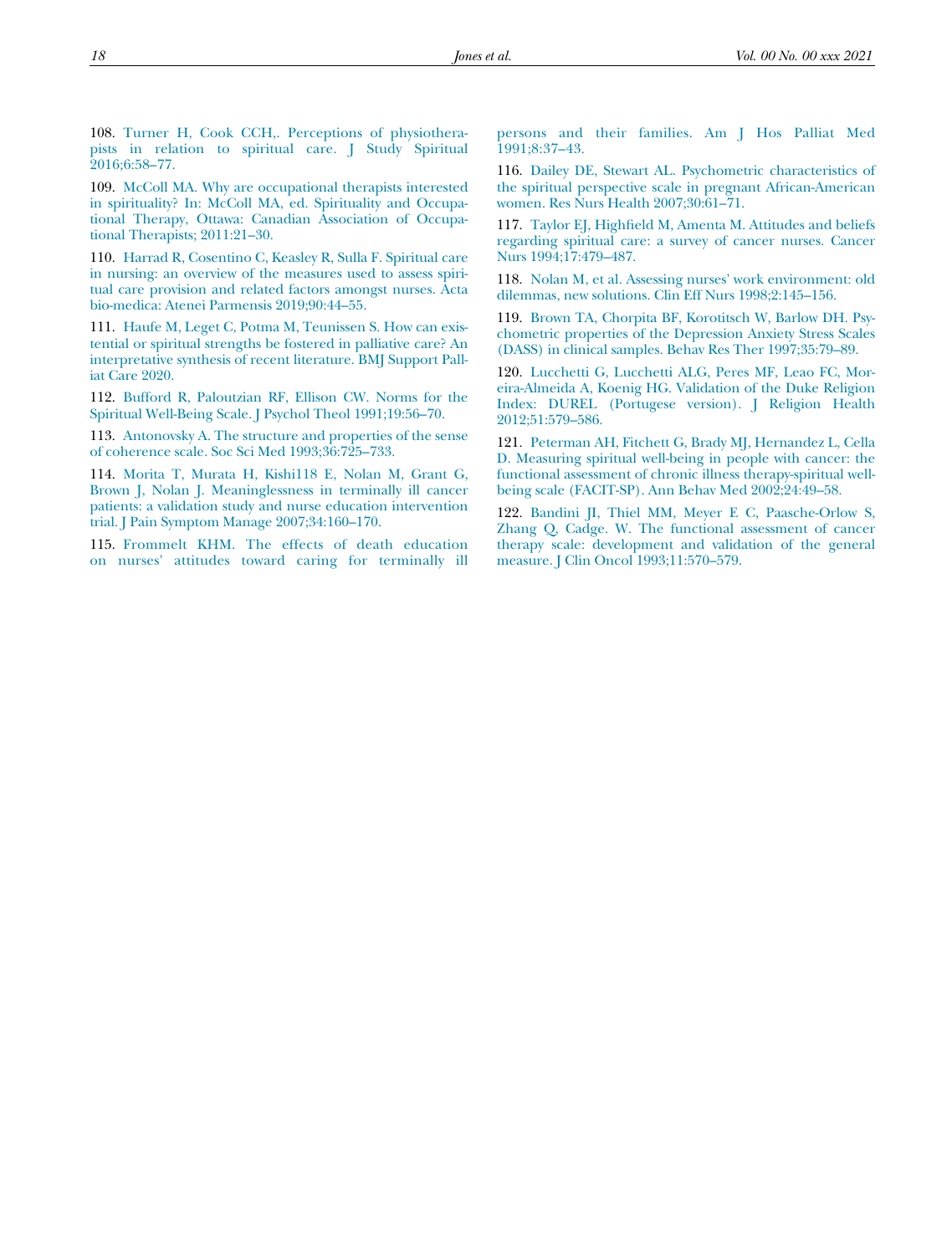108. Turner H, Cook CCH,. Perceptions of physiotherapists in relation to spiritual care. J Study Spiritual 2016;6:58–77.

109. McColl MA. Why are occupational therapists interested in spirituality? In: McColl MA, ed. Spirituality and Occupational Therapy, Ottawa: Canadian Association of Occupational Therapists; 2011:21–30.

110. Harrad R, Cosentino C, Keasley R, Sulla F. Spiritual care in nursing: an overview of the measures used to assess spiritual care provision and related factors amongst nurses. Acta bio-medica: Atenei Parmensis 2019;90:44–55.

111. Haufe M, Leget C, Potma M, Teunissen S. How can existential or spiritual strengths be fostered in palliative care? An interpretative synthesis of recent literature. BMJ Support Palliat Care 2020.

112. Bufford R, Paloutzian RF, Ellison CW. Norms for the Spiritual Well-Being Scale. J Psychol Theol 1991;19:56–70.

113. Antonovsky A. The structure and properties of the sense of coherence scale. Soc Sci Med 1993;36:725–733.

114. Morita T, Murata H, Kishi118 E, Nolan M, Grant G, Brown J, Nolan J. Meaninglessness in terminally ill cancer patients: a validation study and nurse education intervention trial. J Pain Symptom Manage 2007;34:160–170.

115. Frommelt KHM. The effects of death education on nurses' attitudes toward caring for terminally ill persons and their families. Am J Hos Palliat Med 1991;8:37–43.

116. Dailey DE, Stewart AL. Psychometric characteristics of the spiritual perspective scale in pregnant African-American women. Res Nurs Health 2007;30:61–71.

117. Taylor EJ, Highfield M, Amenta M. Attitudes and beliefs regarding spiritual care: a survey of cancer nurses. Cancer Nurs 1994;17:479–487.

118. Nolan M, et al. Assessing nurses' work environment: old dilemmas, new solutions. Clin Eff Nurs 1998;2:145–156.

119. Brown TA, Chorpita BF, Korotitsch W, Barlow DH. Psychometric properties of the Depression Anxiety Stress Scales (DASS) in clinical samples. Behav Res Ther 1997;35:79–89.

120. Lucchetti G, Lucchetti ALG, Peres MF, Leao FC, Moreira-Almeida A, Koenig HG. Validation of the Duke Religion Index: DUREL (Portugese version). J Religion Health 2012;51:579–586.

121. Peterman AH, Fitchett G, Brady MJ, Hernandez L, Cella D. Measuring spiritual well-being in people with cancer: the functional assessment of chronic illness therapy-spiritual well-being scale (FACIT-SP). Ann Behav Med 2002;24:49–58.

122. Bandini JI, Thiel MM, Meyer E C, Paasche-Orlow S, Zhang Q, Cadge. W. The functional assessment of cancer therapy scale: development and validation of the general measure. J Clin Oncol 1993;11:570–579.